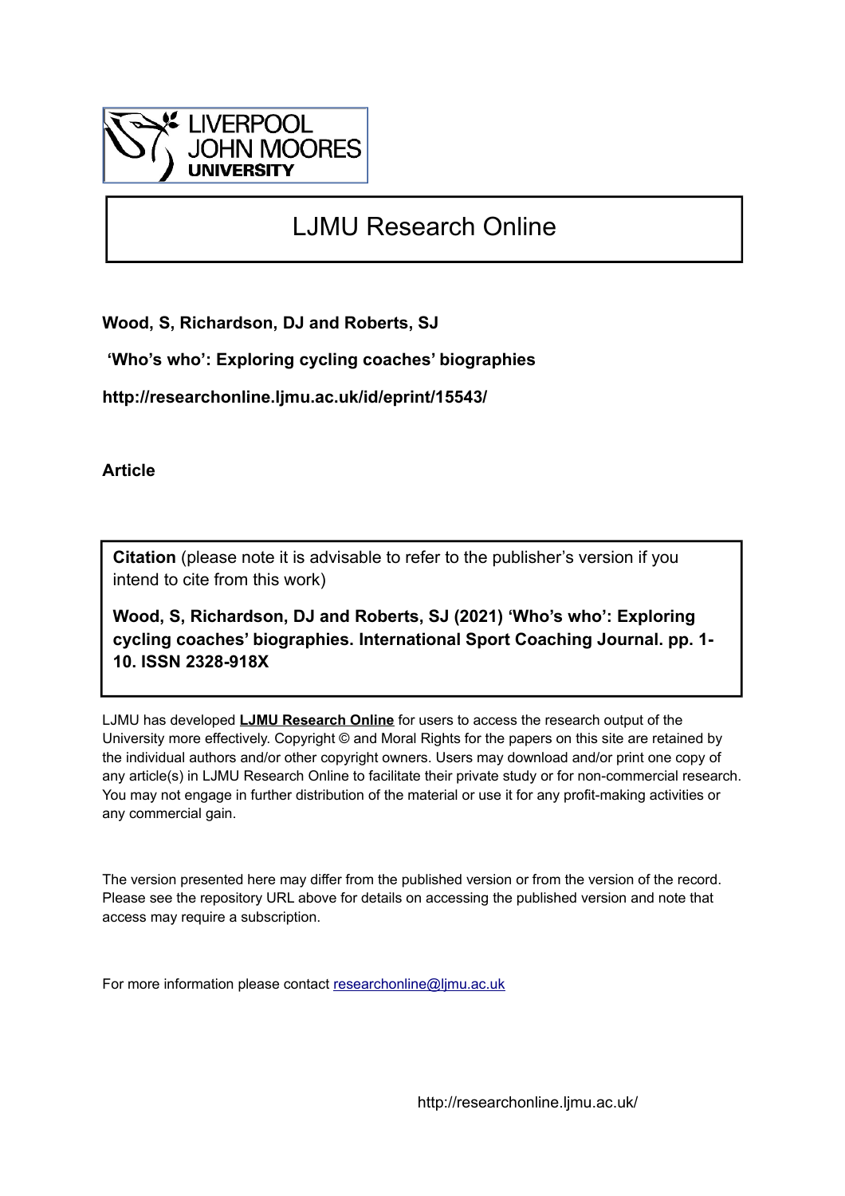LIVERPOOL JOHN MOORES UNIVERSITY

# LJMU Research Online

**Wood, S, Richardson, DJ and Roberts, SJ**

**'Who's who': Exploring cycling coaches' biographies**

**http://researchonline.ljmu.ac.uk/id/eprint/15543/**

**Article**

**Citation** (please note it is advisable to refer to the publisher's version if you intend to cite from this work)

**Wood, S, Richardson, DJ and Roberts, SJ (2021) 'Who's who': Exploring cycling coaches' biographies. International Sport Coaching Journal. pp. 1-10. ISSN 2328-918X**

LJMU has developed **LJMU Research Online** for users to access the research output of the University more effectively. Copyright © and Moral Rights for the papers on this site are retained by the individual authors and/or other copyright owners. Users may download and/or print one copy of any article(s) in LJMU Research Online to facilitate their private study or for non-commercial research. You may not engage in further distribution of the material or use it for any profit-making activities or any commercial gain.

The version presented here may differ from the published version or from the version of the record. Please see the repository URL above for details on accessing the published version and note that access may require a subscription.

For more information please contact researchonline@ljmu.ac.uk

http://researchonline.ljmu.ac.uk/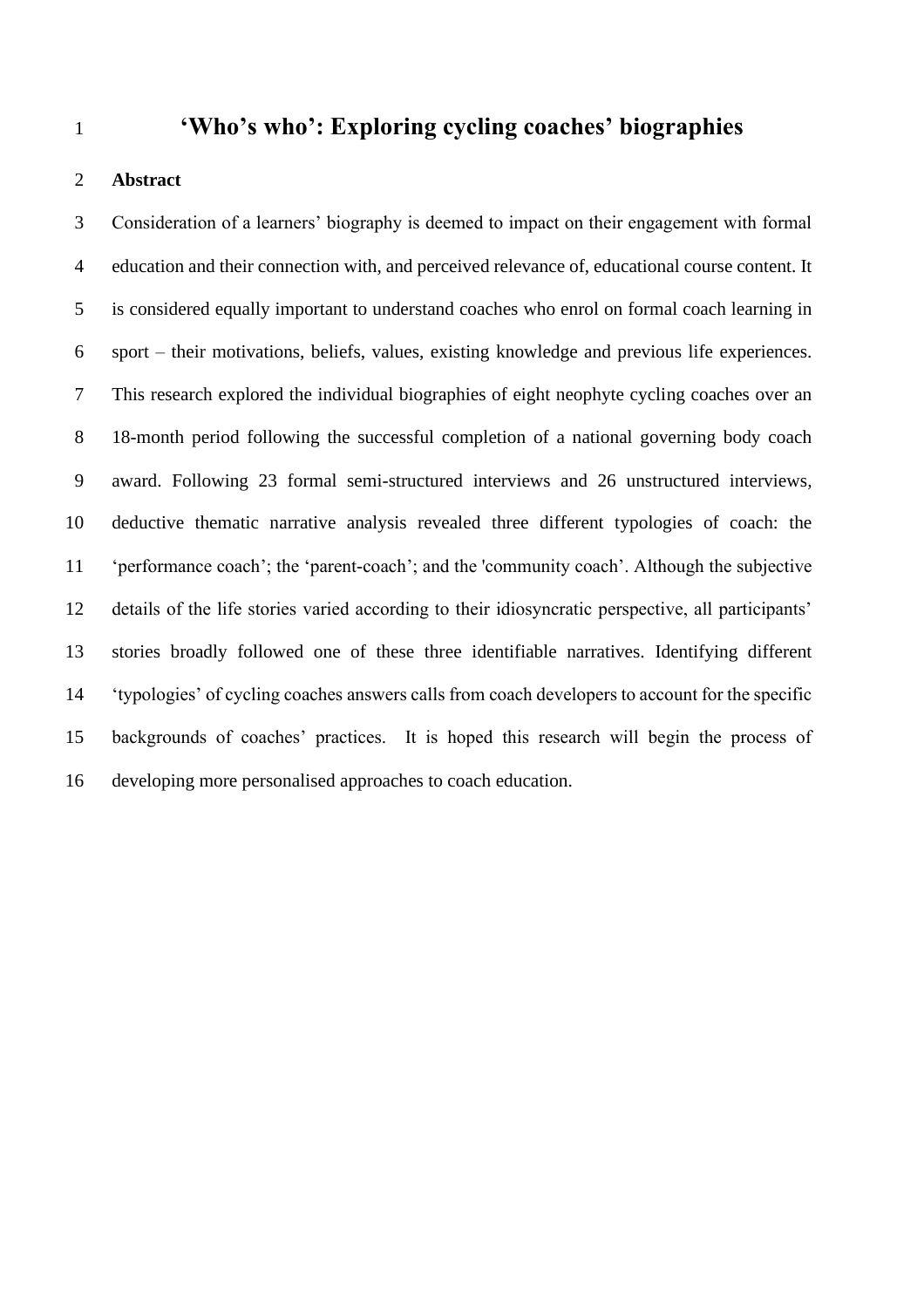# 'Who's who': Exploring cycling coaches' biographies

**Abstract**

Consideration of a learners' biography is deemed to impact on their engagement with formal education and their connection with, and perceived relevance of, educational course content. It is considered equally important to understand coaches who enrol on formal coach learning in sport – their motivations, beliefs, values, existing knowledge and previous life experiences. This research explored the individual biographies of eight neophyte cycling coaches over an 18-month period following the successful completion of a national governing body coach award. Following 23 formal semi-structured interviews and 26 unstructured interviews, deductive thematic narrative analysis revealed three different typologies of coach: the 'performance coach'; the 'parent-coach'; and the 'community coach'. Although the subjective details of the life stories varied according to their idiosyncratic perspective, all participants' stories broadly followed one of these three identifiable narratives. Identifying different 'typologies' of cycling coaches answers calls from coach developers to account for the specific backgrounds of coaches' practices. It is hoped this research will begin the process of developing more personalised approaches to coach education.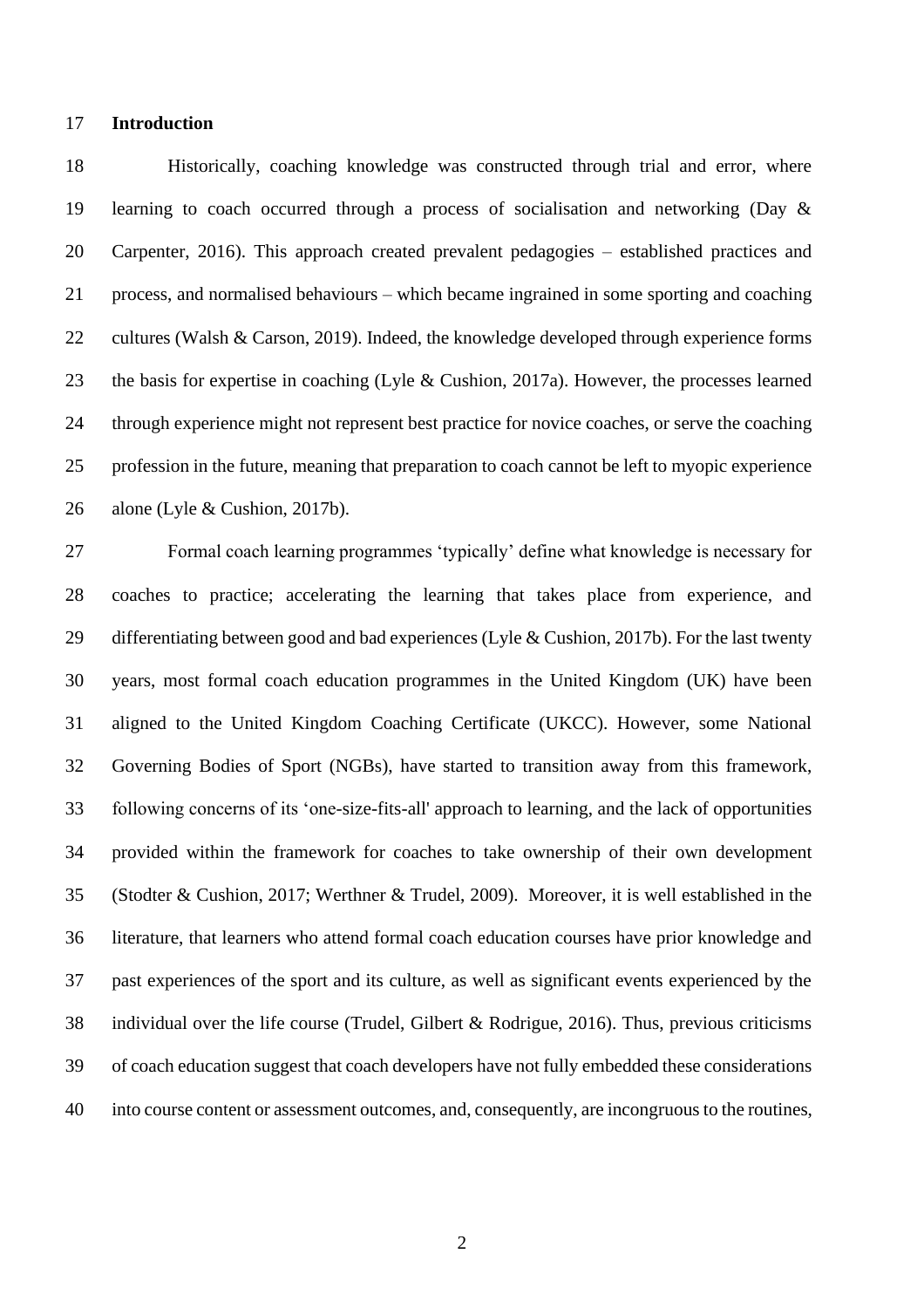## Introduction

Historically, coaching knowledge was constructed through trial and error, where learning to coach occurred through a process of socialisation and networking (Day & Carpenter, 2016). This approach created prevalent pedagogies – established practices and process, and normalised behaviours – which became ingrained in some sporting and coaching cultures (Walsh & Carson, 2019). Indeed, the knowledge developed through experience forms the basis for expertise in coaching (Lyle & Cushion, 2017a). However, the processes learned through experience might not represent best practice for novice coaches, or serve the coaching profession in the future, meaning that preparation to coach cannot be left to myopic experience alone (Lyle & Cushion, 2017b).

Formal coach learning programmes 'typically' define what knowledge is necessary for coaches to practice; accelerating the learning that takes place from experience, and differentiating between good and bad experiences (Lyle & Cushion, 2017b). For the last twenty years, most formal coach education programmes in the United Kingdom (UK) have been aligned to the United Kingdom Coaching Certificate (UKCC). However, some National Governing Bodies of Sport (NGBs), have started to transition away from this framework, following concerns of its 'one-size-fits-all' approach to learning, and the lack of opportunities provided within the framework for coaches to take ownership of their own development (Stodter & Cushion, 2017; Werthner & Trudel, 2009). Moreover, it is well established in the literature, that learners who attend formal coach education courses have prior knowledge and past experiences of the sport and its culture, as well as significant events experienced by the individual over the life course (Trudel, Gilbert & Rodrigue, 2016). Thus, previous criticisms of coach education suggest that coach developers have not fully embedded these considerations into course content or assessment outcomes, and, consequently, are incongruous to the routines,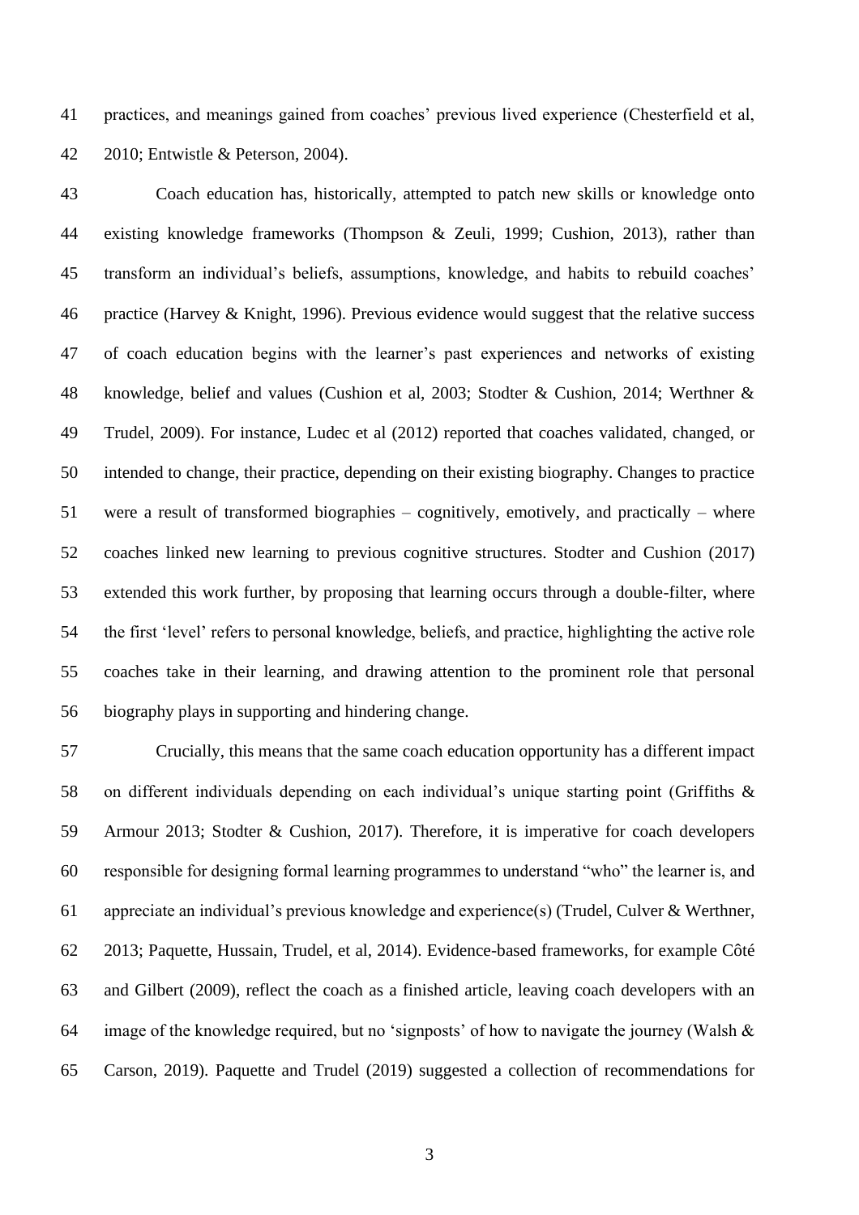practices, and meanings gained from coaches' previous lived experience (Chesterfield et al, 2010; Entwistle & Peterson, 2004).

Coach education has, historically, attempted to patch new skills or knowledge onto existing knowledge frameworks (Thompson & Zeuli, 1999; Cushion, 2013), rather than transform an individual's beliefs, assumptions, knowledge, and habits to rebuild coaches' practice (Harvey & Knight, 1996). Previous evidence would suggest that the relative success of coach education begins with the learner's past experiences and networks of existing knowledge, belief and values (Cushion et al, 2003; Stodter & Cushion, 2014; Werthner & Trudel, 2009). For instance, Ludec et al (2012) reported that coaches validated, changed, or intended to change, their practice, depending on their existing biography. Changes to practice were a result of transformed biographies – cognitively, emotively, and practically – where coaches linked new learning to previous cognitive structures. Stodter and Cushion (2017) extended this work further, by proposing that learning occurs through a double-filter, where the first 'level' refers to personal knowledge, beliefs, and practice, highlighting the active role coaches take in their learning, and drawing attention to the prominent role that personal biography plays in supporting and hindering change.

Crucially, this means that the same coach education opportunity has a different impact on different individuals depending on each individual's unique starting point (Griffiths & Armour 2013; Stodter & Cushion, 2017). Therefore, it is imperative for coach developers responsible for designing formal learning programmes to understand "who" the learner is, and appreciate an individual's previous knowledge and experience(s) (Trudel, Culver & Werthner, 2013; Paquette, Hussain, Trudel, et al, 2014). Evidence-based frameworks, for example Côté and Gilbert (2009), reflect the coach as a finished article, leaving coach developers with an image of the knowledge required, but no 'signposts' of how to navigate the journey (Walsh & Carson, 2019). Paquette and Trudel (2019) suggested a collection of recommendations for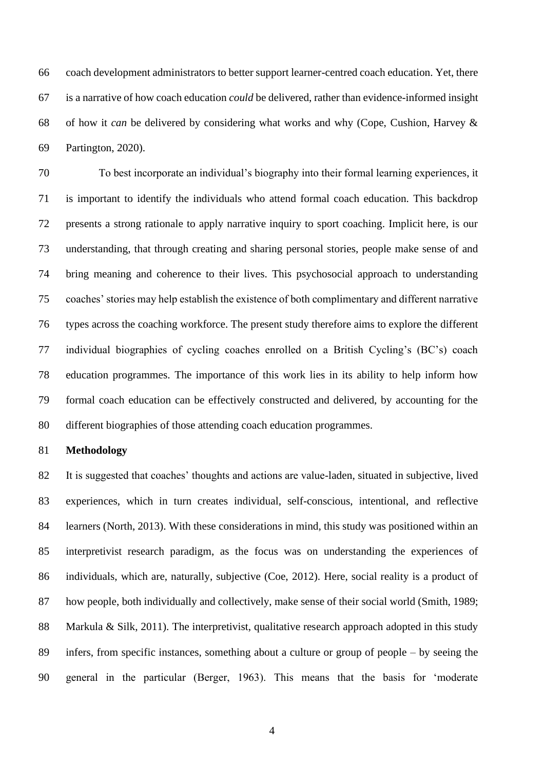coach development administrators to better support learner-centred coach education. Yet, there is a narrative of how coach education *could* be delivered, rather than evidence-informed insight of how it *can* be delivered by considering what works and why (Cope, Cushion, Harvey & Partington, 2020).

To best incorporate an individual's biography into their formal learning experiences, it is important to identify the individuals who attend formal coach education. This backdrop presents a strong rationale to apply narrative inquiry to sport coaching. Implicit here, is our understanding, that through creating and sharing personal stories, people make sense of and bring meaning and coherence to their lives. This psychosocial approach to understanding coaches' stories may help establish the existence of both complimentary and different narrative types across the coaching workforce. The present study therefore aims to explore the different individual biographies of cycling coaches enrolled on a British Cycling's (BC's) coach education programmes. The importance of this work lies in its ability to help inform how formal coach education can be effectively constructed and delivered, by accounting for the different biographies of those attending coach education programmes.

**Methodology**

It is suggested that coaches' thoughts and actions are value-laden, situated in subjective, lived experiences, which in turn creates individual, self-conscious, intentional, and reflective learners (North, 2013). With these considerations in mind, this study was positioned within an interpretivist research paradigm, as the focus was on understanding the experiences of individuals, which are, naturally, subjective (Coe, 2012). Here, social reality is a product of how people, both individually and collectively, make sense of their social world (Smith, 1989; Markula & Silk, 2011). The interpretivist, qualitative research approach adopted in this study infers, from specific instances, something about a culture or group of people – by seeing the general in the particular (Berger, 1963). This means that the basis for 'moderate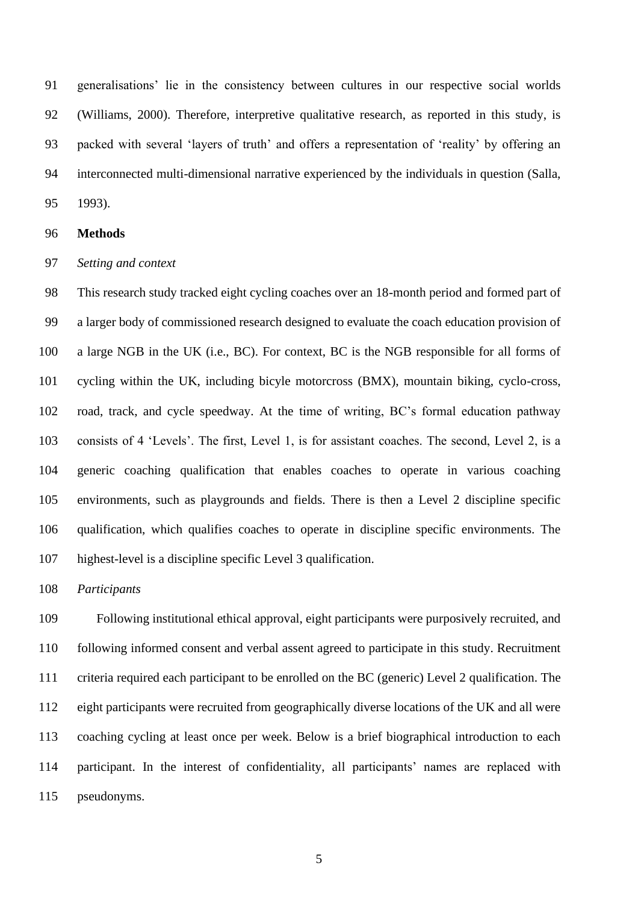generalisations' lie in the consistency between cultures in our respective social worlds (Williams, 2000). Therefore, interpretive qualitative research, as reported in this study, is packed with several 'layers of truth' and offers a representation of 'reality' by offering an interconnected multi-dimensional narrative experienced by the individuals in question (Salla, 1993).

## Methods

### *Setting and context*

This research study tracked eight cycling coaches over an 18-month period and formed part of a larger body of commissioned research designed to evaluate the coach education provision of a large NGB in the UK (i.e., BC). For context, BC is the NGB responsible for all forms of cycling within the UK, including bicyle motorcross (BMX), mountain biking, cyclo-cross, road, track, and cycle speedway. At the time of writing, BC's formal education pathway consists of 4 'Levels'. The first, Level 1, is for assistant coaches. The second, Level 2, is a generic coaching qualification that enables coaches to operate in various coaching environments, such as playgrounds and fields. There is then a Level 2 discipline specific qualification, which qualifies coaches to operate in discipline specific environments. The highest-level is a discipline specific Level 3 qualification.

### *Participants*

Following institutional ethical approval, eight participants were purposively recruited, and following informed consent and verbal assent agreed to participate in this study. Recruitment criteria required each participant to be enrolled on the BC (generic) Level 2 qualification. The eight participants were recruited from geographically diverse locations of the UK and all were coaching cycling at least once per week. Below is a brief biographical introduction to each participant. In the interest of confidentiality, all participants' names are replaced with pseudonyms.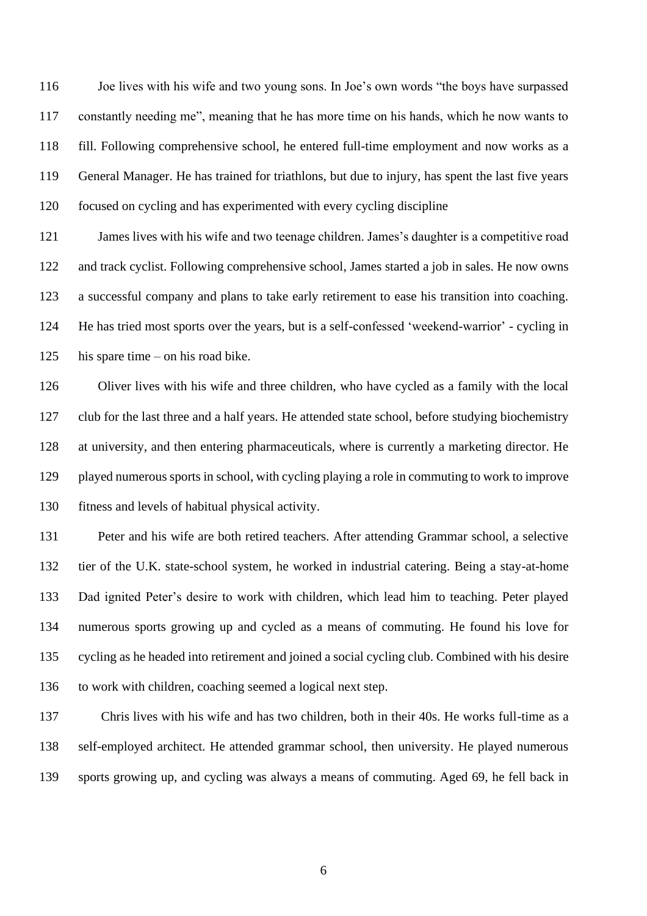Joe lives with his wife and two young sons. In Joe's own words "the boys have surpassed constantly needing me", meaning that he has more time on his hands, which he now wants to fill. Following comprehensive school, he entered full-time employment and now works as a General Manager. He has trained for triathlons, but due to injury, has spent the last five years focused on cycling and has experimented with every cycling discipline

James lives with his wife and two teenage children. James's daughter is a competitive road and track cyclist. Following comprehensive school, James started a job in sales. He now owns a successful company and plans to take early retirement to ease his transition into coaching. He has tried most sports over the years, but is a self-confessed 'weekend-warrior' - cycling in his spare time – on his road bike.

Oliver lives with his wife and three children, who have cycled as a family with the local club for the last three and a half years. He attended state school, before studying biochemistry at university, and then entering pharmaceuticals, where is currently a marketing director. He played numerous sports in school, with cycling playing a role in commuting to work to improve fitness and levels of habitual physical activity.

Peter and his wife are both retired teachers. After attending Grammar school, a selective tier of the U.K. state-school system, he worked in industrial catering. Being a stay-at-home Dad ignited Peter's desire to work with children, which lead him to teaching. Peter played numerous sports growing up and cycled as a means of commuting. He found his love for cycling as he headed into retirement and joined a social cycling club. Combined with his desire to work with children, coaching seemed a logical next step.

Chris lives with his wife and has two children, both in their 40s. He works full-time as a self-employed architect. He attended grammar school, then university. He played numerous sports growing up, and cycling was always a means of commuting. Aged 69, he fell back in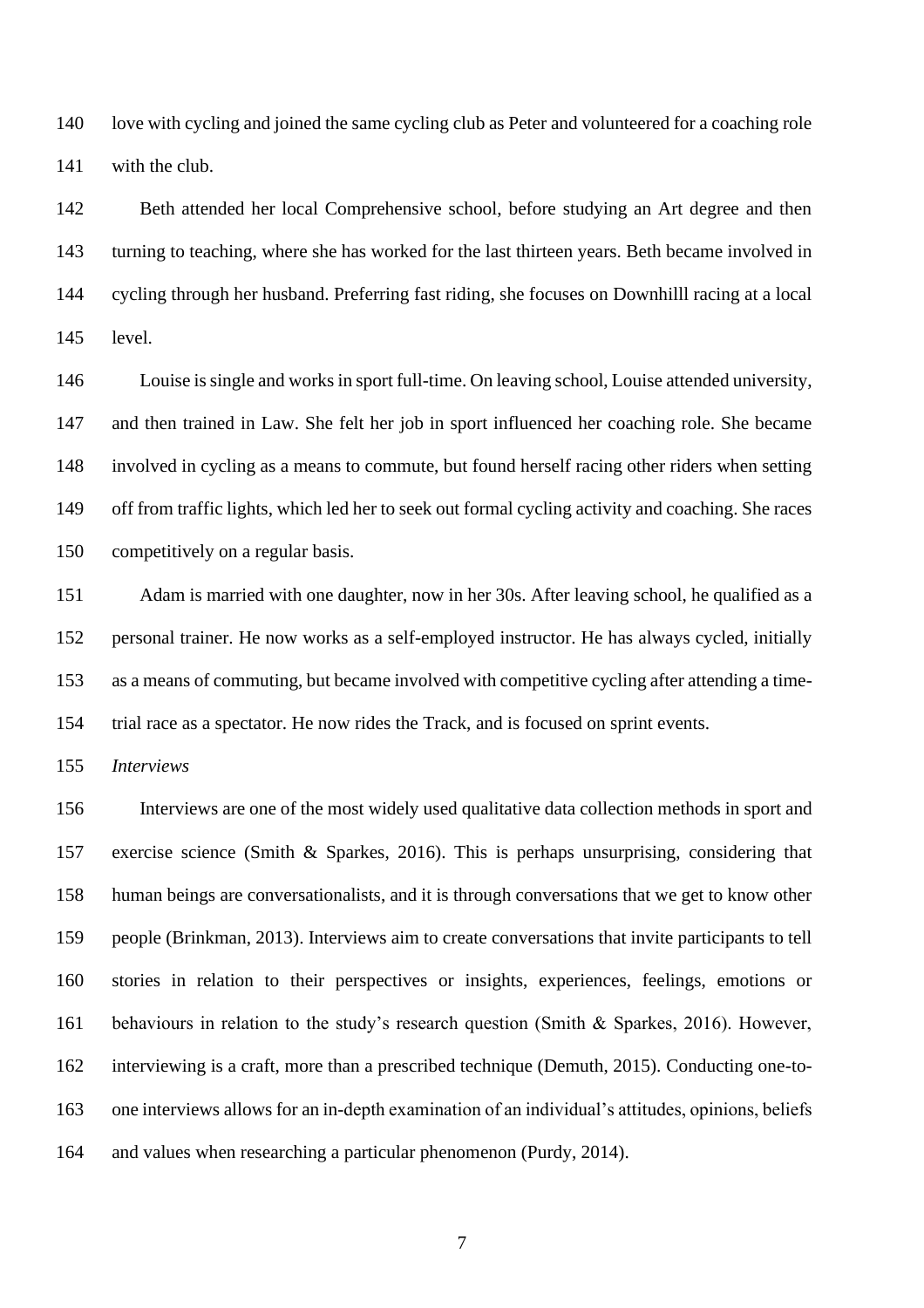love with cycling and joined the same cycling club as Peter and volunteered for a coaching role with the club.

Beth attended her local Comprehensive school, before studying an Art degree and then turning to teaching, where she has worked for the last thirteen years. Beth became involved in cycling through her husband. Preferring fast riding, she focuses on Downhilll racing at a local level.

Louise is single and works in sport full-time. On leaving school, Louise attended university, and then trained in Law. She felt her job in sport influenced her coaching role. She became involved in cycling as a means to commute, but found herself racing other riders when setting off from traffic lights, which led her to seek out formal cycling activity and coaching. She races competitively on a regular basis.

Adam is married with one daughter, now in her 30s. After leaving school, he qualified as a personal trainer. He now works as a self-employed instructor. He has always cycled, initially as a means of commuting, but became involved with competitive cycling after attending a time-trial race as a spectator. He now rides the Track, and is focused on sprint events.

*Interviews*

Interviews are one of the most widely used qualitative data collection methods in sport and exercise science (Smith & Sparkes, 2016). This is perhaps unsurprising, considering that human beings are conversationalists, and it is through conversations that we get to know other people (Brinkman, 2013). Interviews aim to create conversations that invite participants to tell stories in relation to their perspectives or insights, experiences, feelings, emotions or behaviours in relation to the study's research question (Smith & Sparkes, 2016). However, interviewing is a craft, more than a prescribed technique (Demuth, 2015). Conducting one-to-one interviews allows for an in-depth examination of an individual's attitudes, opinions, beliefs and values when researching a particular phenomenon (Purdy, 2014).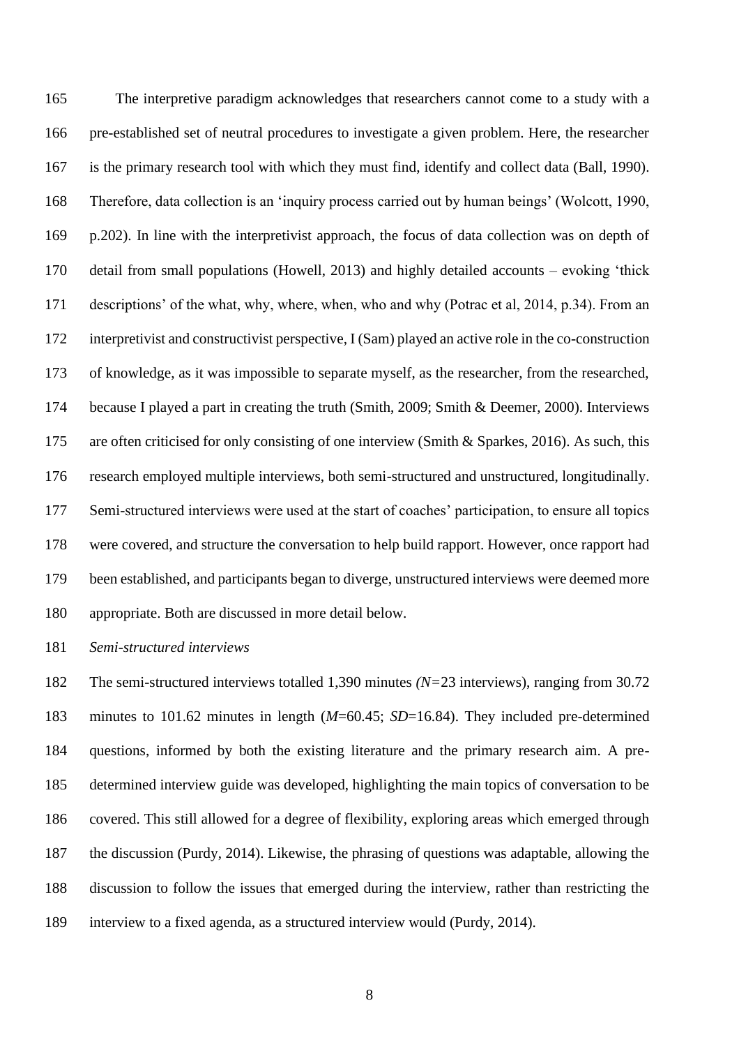The interpretive paradigm acknowledges that researchers cannot come to a study with a pre-established set of neutral procedures to investigate a given problem. Here, the researcher is the primary research tool with which they must find, identify and collect data (Ball, 1990). Therefore, data collection is an 'inquiry process carried out by human beings' (Wolcott, 1990, p.202). In line with the interpretivist approach, the focus of data collection was on depth of detail from small populations (Howell, 2013) and highly detailed accounts – evoking 'thick descriptions' of the what, why, where, when, who and why (Potrac et al, 2014, p.34). From an interpretivist and constructivist perspective, I (Sam) played an active role in the co-construction of knowledge, as it was impossible to separate myself, as the researcher, from the researched, because I played a part in creating the truth (Smith, 2009; Smith & Deemer, 2000). Interviews are often criticised for only consisting of one interview (Smith & Sparkes, 2016). As such, this research employed multiple interviews, both semi-structured and unstructured, longitudinally. Semi-structured interviews were used at the start of coaches' participation, to ensure all topics were covered, and structure the conversation to help build rapport. However, once rapport had been established, and participants began to diverge, unstructured interviews were deemed more appropriate. Both are discussed in more detail below.

*Semi-structured interviews*

The semi-structured interviews totalled 1,390 minutes *(N=*23 interviews), ranging from 30.72 minutes to 101.62 minutes in length (*M*=60.45; *SD*=16.84). They included pre-determined questions, informed by both the existing literature and the primary research aim. A pre-determined interview guide was developed, highlighting the main topics of conversation to be covered. This still allowed for a degree of flexibility, exploring areas which emerged through the discussion (Purdy, 2014). Likewise, the phrasing of questions was adaptable, allowing the discussion to follow the issues that emerged during the interview, rather than restricting the interview to a fixed agenda, as a structured interview would (Purdy, 2014).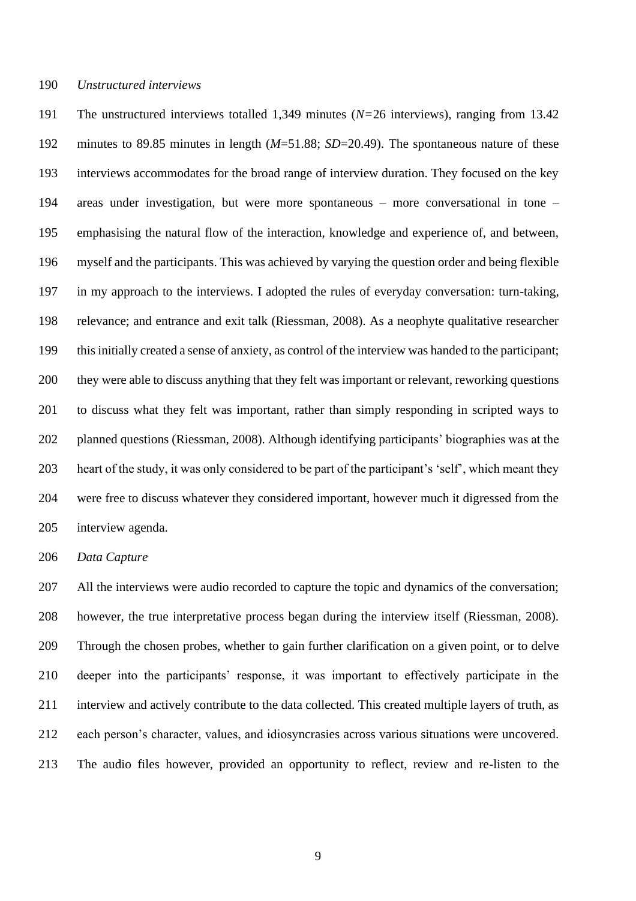*Unstructured interviews*

The unstructured interviews totalled 1,349 minutes ($N$=26 interviews), ranging from 13.42 minutes to 89.85 minutes in length ($M$=51.88; $SD$=20.49). The spontaneous nature of these interviews accommodates for the broad range of interview duration. They focused on the key areas under investigation, but were more spontaneous – more conversational in tone – emphasising the natural flow of the interaction, knowledge and experience of, and between, myself and the participants. This was achieved by varying the question order and being flexible in my approach to the interviews. I adopted the rules of everyday conversation: turn-taking, relevance; and entrance and exit talk (Riessman, 2008). As a neophyte qualitative researcher this initially created a sense of anxiety, as control of the interview was handed to the participant; they were able to discuss anything that they felt was important or relevant, reworking questions to discuss what they felt was important, rather than simply responding in scripted ways to planned questions (Riessman, 2008). Although identifying participants' biographies was at the heart of the study, it was only considered to be part of the participant's 'self', which meant they were free to discuss whatever they considered important, however much it digressed from the interview agenda.

*Data Capture*

All the interviews were audio recorded to capture the topic and dynamics of the conversation; however, the true interpretative process began during the interview itself (Riessman, 2008). Through the chosen probes, whether to gain further clarification on a given point, or to delve deeper into the participants' response, it was important to effectively participate in the interview and actively contribute to the data collected. This created multiple layers of truth, as each person's character, values, and idiosyncrasies across various situations were uncovered. The audio files however, provided an opportunity to reflect, review and re-listen to the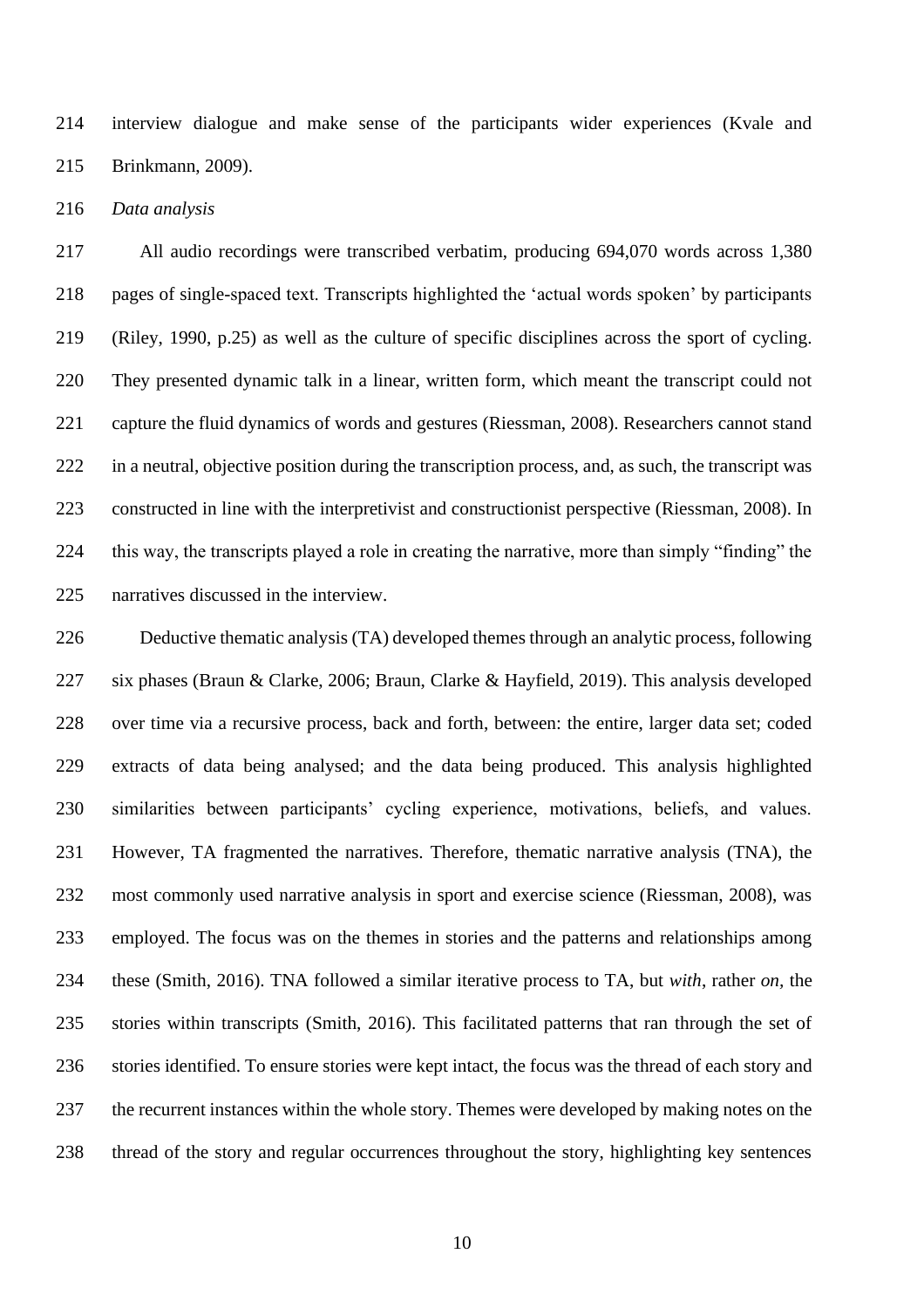interview dialogue and make sense of the participants wider experiences (Kvale and Brinkmann, 2009).

*Data analysis*

All audio recordings were transcribed verbatim, producing 694,070 words across 1,380 pages of single-spaced text. Transcripts highlighted the 'actual words spoken' by participants (Riley, 1990, p.25) as well as the culture of specific disciplines across the sport of cycling. They presented dynamic talk in a linear, written form, which meant the transcript could not capture the fluid dynamics of words and gestures (Riessman, 2008). Researchers cannot stand in a neutral, objective position during the transcription process, and, as such, the transcript was constructed in line with the interpretivist and constructionist perspective (Riessman, 2008). In this way, the transcripts played a role in creating the narrative, more than simply "finding" the narratives discussed in the interview.

Deductive thematic analysis (TA) developed themes through an analytic process, following six phases (Braun & Clarke, 2006; Braun, Clarke & Hayfield, 2019). This analysis developed over time via a recursive process, back and forth, between: the entire, larger data set; coded extracts of data being analysed; and the data being produced. This analysis highlighted similarities between participants' cycling experience, motivations, beliefs, and values. However, TA fragmented the narratives. Therefore, thematic narrative analysis (TNA), the most commonly used narrative analysis in sport and exercise science (Riessman, 2008), was employed. The focus was on the themes in stories and the patterns and relationships among these (Smith, 2016). TNA followed a similar iterative process to TA, but *with*, rather *on,* the stories within transcripts (Smith, 2016). This facilitated patterns that ran through the set of stories identified. To ensure stories were kept intact, the focus was the thread of each story and the recurrent instances within the whole story. Themes were developed by making notes on the thread of the story and regular occurrences throughout the story, highlighting key sentences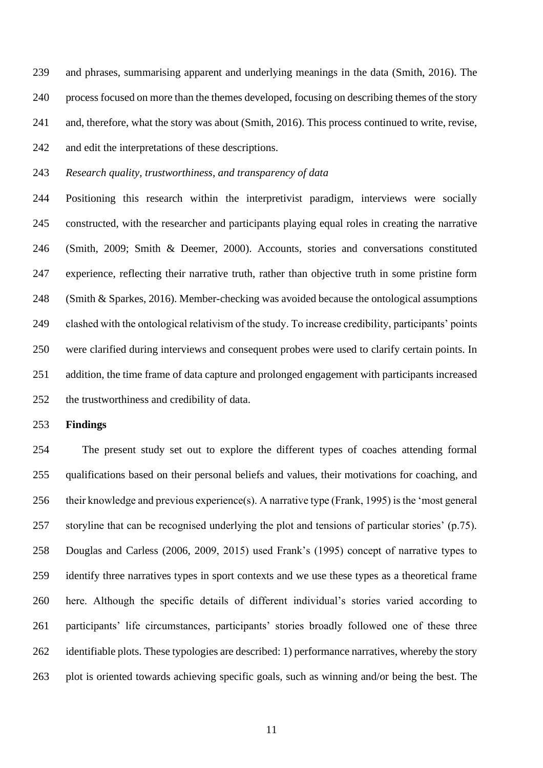and phrases, summarising apparent and underlying meanings in the data (Smith, 2016). The process focused on more than the themes developed, focusing on describing themes of the story and, therefore, what the story was about (Smith, 2016). This process continued to write, revise, and edit the interpretations of these descriptions.

*Research quality, trustworthiness, and transparency of data*

Positioning this research within the interpretivist paradigm, interviews were socially constructed, with the researcher and participants playing equal roles in creating the narrative (Smith, 2009; Smith & Deemer, 2000). Accounts, stories and conversations constituted experience, reflecting their narrative truth, rather than objective truth in some pristine form (Smith & Sparkes, 2016). Member-checking was avoided because the ontological assumptions clashed with the ontological relativism of the study. To increase credibility, participants' points were clarified during interviews and consequent probes were used to clarify certain points. In addition, the time frame of data capture and prolonged engagement with participants increased the trustworthiness and credibility of data.

**Findings**

The present study set out to explore the different types of coaches attending formal qualifications based on their personal beliefs and values, their motivations for coaching, and their knowledge and previous experience(s). A narrative type (Frank, 1995) is the 'most general storyline that can be recognised underlying the plot and tensions of particular stories' (p.75). Douglas and Carless (2006, 2009, 2015) used Frank's (1995) concept of narrative types to identify three narratives types in sport contexts and we use these types as a theoretical frame here. Although the specific details of different individual's stories varied according to participants' life circumstances, participants' stories broadly followed one of these three identifiable plots. These typologies are described: 1) performance narratives, whereby the story plot is oriented towards achieving specific goals, such as winning and/or being the best. The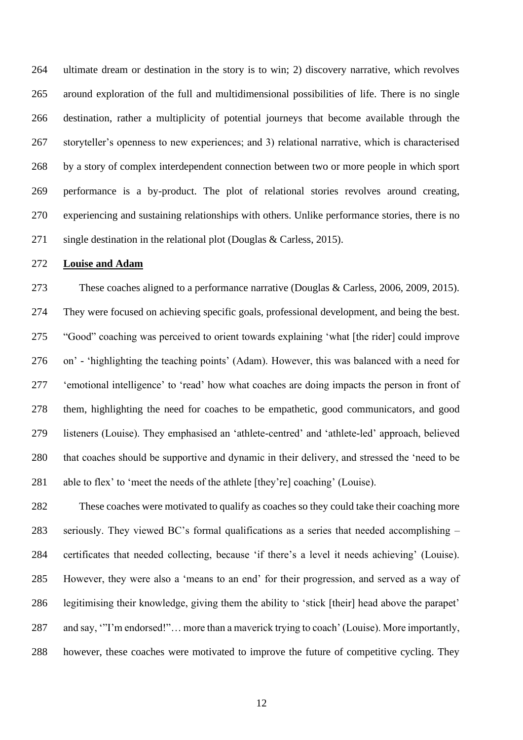ultimate dream or destination in the story is to win; 2) discovery narrative, which revolves around exploration of the full and multidimensional possibilities of life. There is no single destination, rather a multiplicity of potential journeys that become available through the storyteller's openness to new experiences; and 3) relational narrative, which is characterised by a story of complex interdependent connection between two or more people in which sport performance is a by-product. The plot of relational stories revolves around creating, experiencing and sustaining relationships with others. Unlike performance stories, there is no single destination in the relational plot (Douglas & Carless, 2015).

**Louise and Adam**

These coaches aligned to a performance narrative (Douglas & Carless, 2006, 2009, 2015). They were focused on achieving specific goals, professional development, and being the best. "Good" coaching was perceived to orient towards explaining 'what [the rider] could improve on' - 'highlighting the teaching points' (Adam). However, this was balanced with a need for 'emotional intelligence' to 'read' how what coaches are doing impacts the person in front of them, highlighting the need for coaches to be empathetic, good communicators, and good listeners (Louise). They emphasised an 'athlete-centred' and 'athlete-led' approach, believed that coaches should be supportive and dynamic in their delivery, and stressed the 'need to be able to flex' to 'meet the needs of the athlete [they're] coaching' (Louise).

These coaches were motivated to qualify as coaches so they could take their coaching more seriously. They viewed BC's formal qualifications as a series that needed accomplishing – certificates that needed collecting, because 'if there's a level it needs achieving' (Louise). However, they were also a 'means to an end' for their progression, and served as a way of legitimising their knowledge, giving them the ability to 'stick [their] head above the parapet' and say, '"I'm endorsed!"… more than a maverick trying to coach' (Louise). More importantly, however, these coaches were motivated to improve the future of competitive cycling. They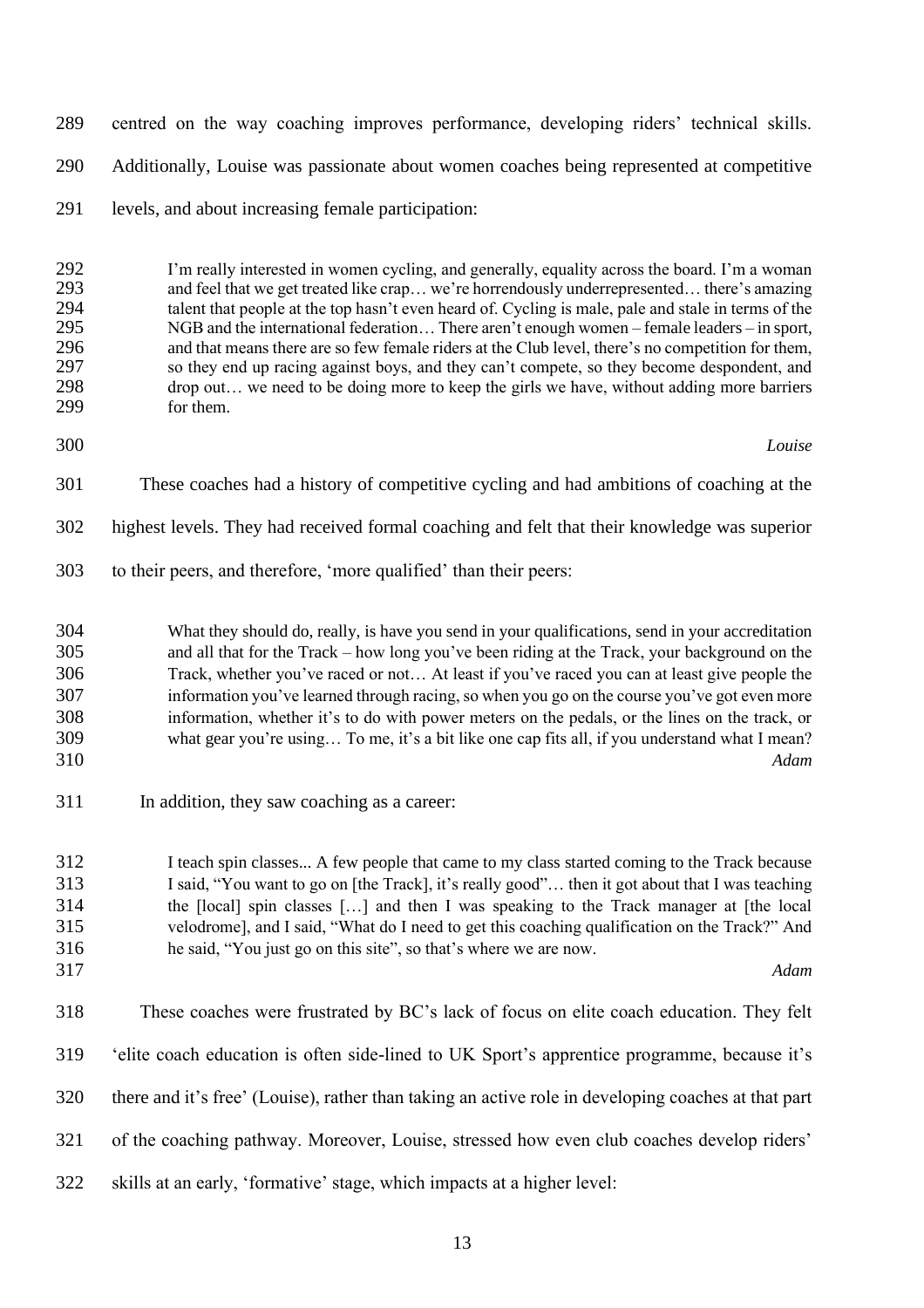centred on the way coaching improves performance, developing riders' technical skills. Additionally, Louise was passionate about women coaches being represented at competitive levels, and about increasing female participation:

> I'm really interested in women cycling, and generally, equality across the board. I'm a woman and feel that we get treated like crap… we're horrendously underrepresented… there's amazing talent that people at the top hasn't even heard of. Cycling is male, pale and stale in terms of the NGB and the international federation… There aren't enough women – female leaders – in sport, and that means there are so few female riders at the Club level, there's no competition for them, so they end up racing against boys, and they can't compete, so they become despondent, and drop out… we need to be doing more to keep the girls we have, without adding more barriers for them.
>
> *Louise*

These coaches had a history of competitive cycling and had ambitions of coaching at the highest levels. They had received formal coaching and felt that their knowledge was superior to their peers, and therefore, 'more qualified' than their peers:

> What they should do, really, is have you send in your qualifications, send in your accreditation and all that for the Track – how long you've been riding at the Track, your background on the Track, whether you've raced or not… At least if you've raced you can at least give people the information you've learned through racing, so when you go on the course you've got even more information, whether it's to do with power meters on the pedals, or the lines on the track, or what gear you're using… To me, it's a bit like one cap fits all, if you understand what I mean?
>
> *Adam*

In addition, they saw coaching as a career:

> I teach spin classes... A few people that came to my class started coming to the Track because I said, "You want to go on [the Track], it's really good"… then it got about that I was teaching the [local] spin classes […] and then I was speaking to the Track manager at [the local velodrome], and I said, "What do I need to get this coaching qualification on the Track?" And he said, "You just go on this site", so that's where we are now.
>
> *Adam*

These coaches were frustrated by BC's lack of focus on elite coach education. They felt 'elite coach education is often side-lined to UK Sport's apprentice programme, because it's there and it's free' (Louise), rather than taking an active role in developing coaches at that part of the coaching pathway. Moreover, Louise, stressed how even club coaches develop riders' skills at an early, 'formative' stage, which impacts at a higher level: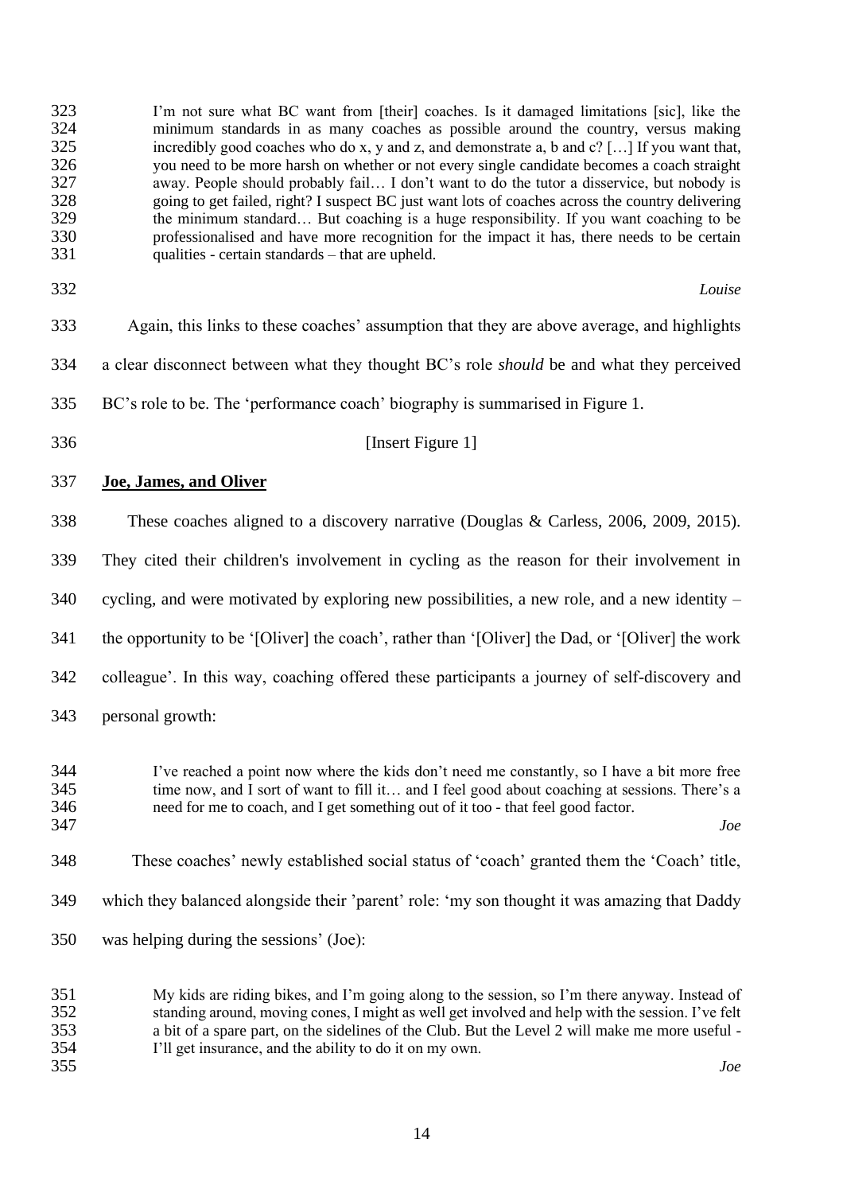> I'm not sure what BC want from [their] coaches. Is it damaged limitations [sic], like the minimum standards in as many coaches as possible around the country, versus making incredibly good coaches who do x, y and z, and demonstrate a, b and c? […] If you want that, you need to be more harsh on whether or not every single candidate becomes a coach straight away. People should probably fail… I don't want to do the tutor a disservice, but nobody is going to get failed, right? I suspect BC just want lots of coaches across the country delivering the minimum standard… But coaching is a huge responsibility. If you want coaching to be professionalised and have more recognition for the impact it has, there needs to be certain qualities - certain standards – that are upheld.
>
> *Louise*

Again, this links to these coaches' assumption that they are above average, and highlights a clear disconnect between what they thought BC's role *should* be and what they perceived BC's role to be. The 'performance coach' biography is summarised in Figure 1.

[Insert Figure 1]

**Joe, James, and Oliver**

These coaches aligned to a discovery narrative (Douglas & Carless, 2006, 2009, 2015). They cited their children's involvement in cycling as the reason for their involvement in cycling, and were motivated by exploring new possibilities, a new role, and a new identity – the opportunity to be '[Oliver] the coach', rather than '[Oliver] the Dad, or '[Oliver] the work colleague'. In this way, coaching offered these participants a journey of self-discovery and personal growth:

> I've reached a point now where the kids don't need me constantly, so I have a bit more free time now, and I sort of want to fill it… and I feel good about coaching at sessions. There's a need for me to coach, and I get something out of it too - that feel good factor.
>
> *Joe*

These coaches' newly established social status of 'coach' granted them the 'Coach' title, which they balanced alongside their 'parent' role: 'my son thought it was amazing that Daddy was helping during the sessions' (Joe):

> My kids are riding bikes, and I'm going along to the session, so I'm there anyway. Instead of standing around, moving cones, I might as well get involved and help with the session. I've felt a bit of a spare part, on the sidelines of the Club. But the Level 2 will make me more useful - I'll get insurance, and the ability to do it on my own.
>
> *Joe*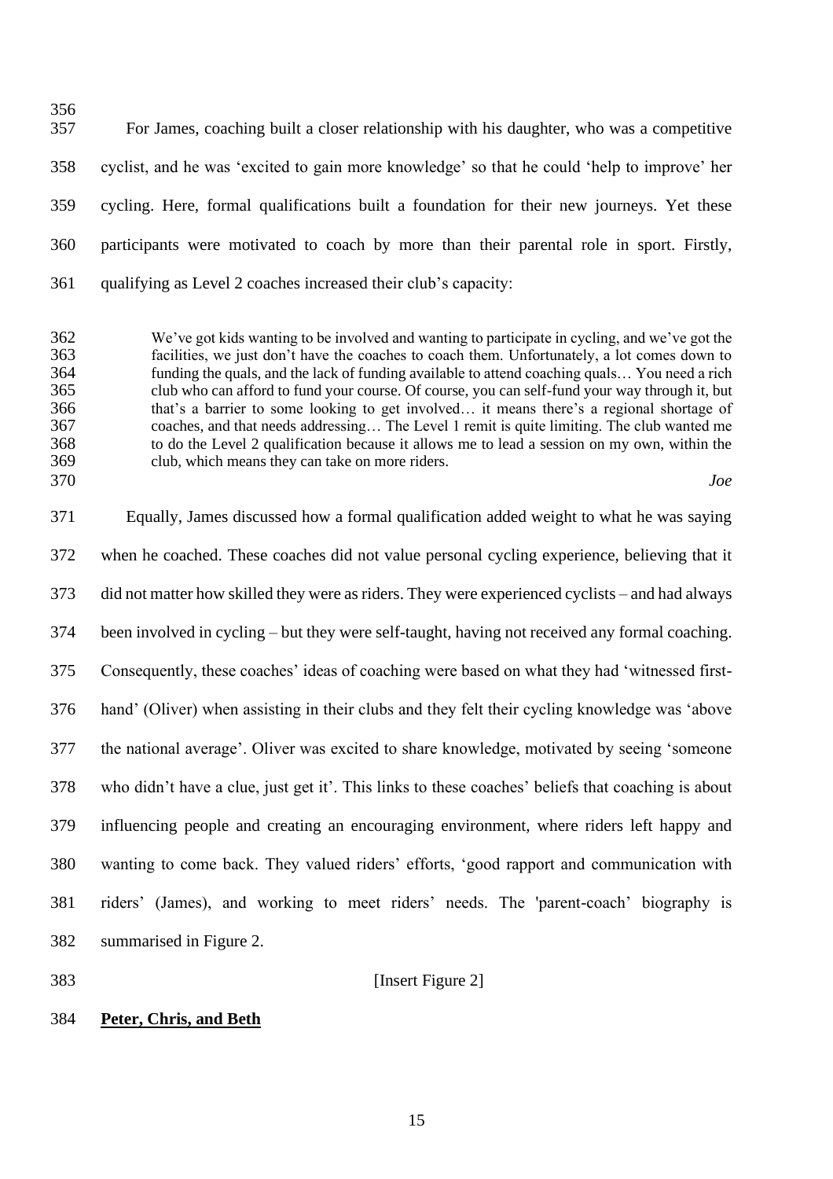For James, coaching built a closer relationship with his daughter, who was a competitive cyclist, and he was 'excited to gain more knowledge' so that he could 'help to improve' her cycling. Here, formal qualifications built a foundation for their new journeys. Yet these participants were motivated to coach by more than their parental role in sport. Firstly, qualifying as Level 2 coaches increased their club's capacity:

> We've got kids wanting to be involved and wanting to participate in cycling, and we've got the facilities, we just don't have the coaches to coach them. Unfortunately, a lot comes down to funding the quals, and the lack of funding available to attend coaching quals… You need a rich club who can afford to fund your course. Of course, you can self-fund your way through it, but that's a barrier to some looking to get involved… it means there's a regional shortage of coaches, and that needs addressing… The Level 1 remit is quite limiting. The club wanted me to do the Level 2 qualification because it allows me to lead a session on my own, within the club, which means they can take on more riders.
>
> *Joe*

Equally, James discussed how a formal qualification added weight to what he was saying when he coached. These coaches did not value personal cycling experience, believing that it did not matter how skilled they were as riders. They were experienced cyclists – and had always been involved in cycling – but they were self-taught, having not received any formal coaching. Consequently, these coaches' ideas of coaching were based on what they had 'witnessed first-hand' (Oliver) when assisting in their clubs and they felt their cycling knowledge was 'above the national average'. Oliver was excited to share knowledge, motivated by seeing 'someone who didn't have a clue, just get it'. This links to these coaches' beliefs that coaching is about influencing people and creating an encouraging environment, where riders left happy and wanting to come back. They valued riders' efforts, 'good rapport and communication with riders' (James), and working to meet riders' needs. The 'parent-coach' biography is summarised in Figure 2.

[Insert Figure 2]

**Peter, Chris, and Beth**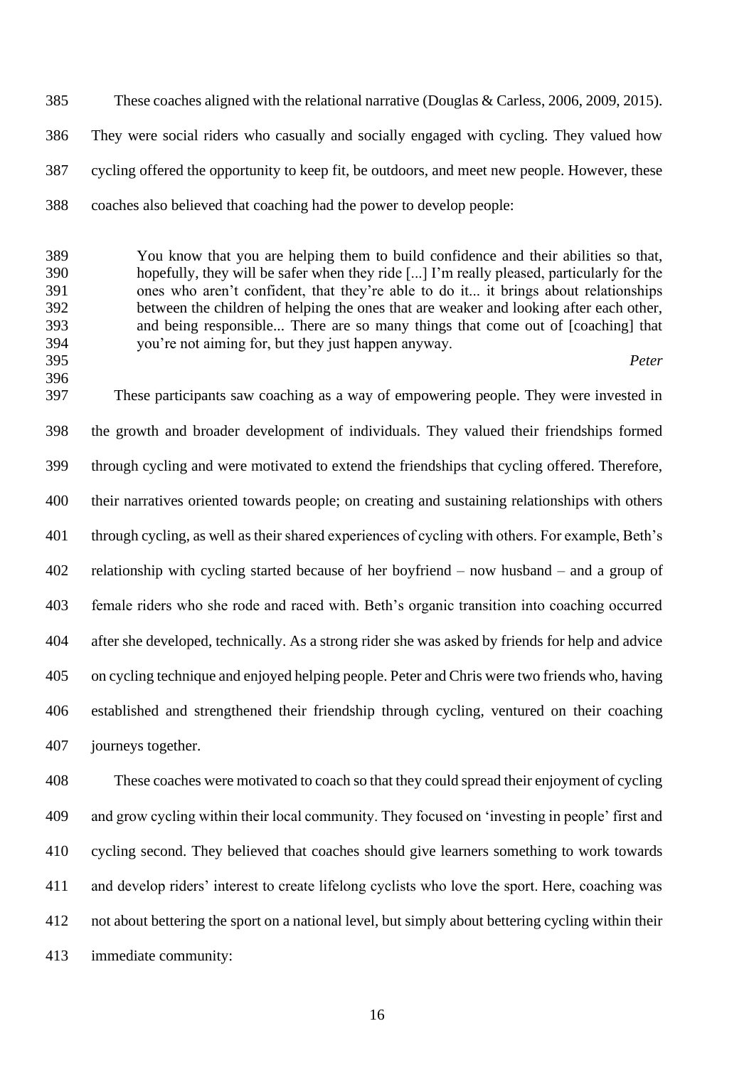These coaches aligned with the relational narrative (Douglas & Carless, 2006, 2009, 2015). They were social riders who casually and socially engaged with cycling. They valued how cycling offered the opportunity to keep fit, be outdoors, and meet new people. However, these coaches also believed that coaching had the power to develop people:

> You know that you are helping them to build confidence and their abilities so that, hopefully, they will be safer when they ride [...] I'm really pleased, particularly for the ones who aren't confident, that they're able to do it... it brings about relationships between the children of helping the ones that are weaker and looking after each other, and being responsible... There are so many things that come out of [coaching] that you're not aiming for, but they just happen anyway.
>
> *Peter*

These participants saw coaching as a way of empowering people. They were invested in the growth and broader development of individuals. They valued their friendships formed through cycling and were motivated to extend the friendships that cycling offered. Therefore, their narratives oriented towards people; on creating and sustaining relationships with others through cycling, as well as their shared experiences of cycling with others. For example, Beth's relationship with cycling started because of her boyfriend – now husband – and a group of female riders who she rode and raced with. Beth's organic transition into coaching occurred after she developed, technically. As a strong rider she was asked by friends for help and advice on cycling technique and enjoyed helping people. Peter and Chris were two friends who, having established and strengthened their friendship through cycling, ventured on their coaching journeys together.

These coaches were motivated to coach so that they could spread their enjoyment of cycling and grow cycling within their local community. They focused on 'investing in people' first and cycling second. They believed that coaches should give learners something to work towards and develop riders' interest to create lifelong cyclists who love the sport. Here, coaching was not about bettering the sport on a national level, but simply about bettering cycling within their immediate community: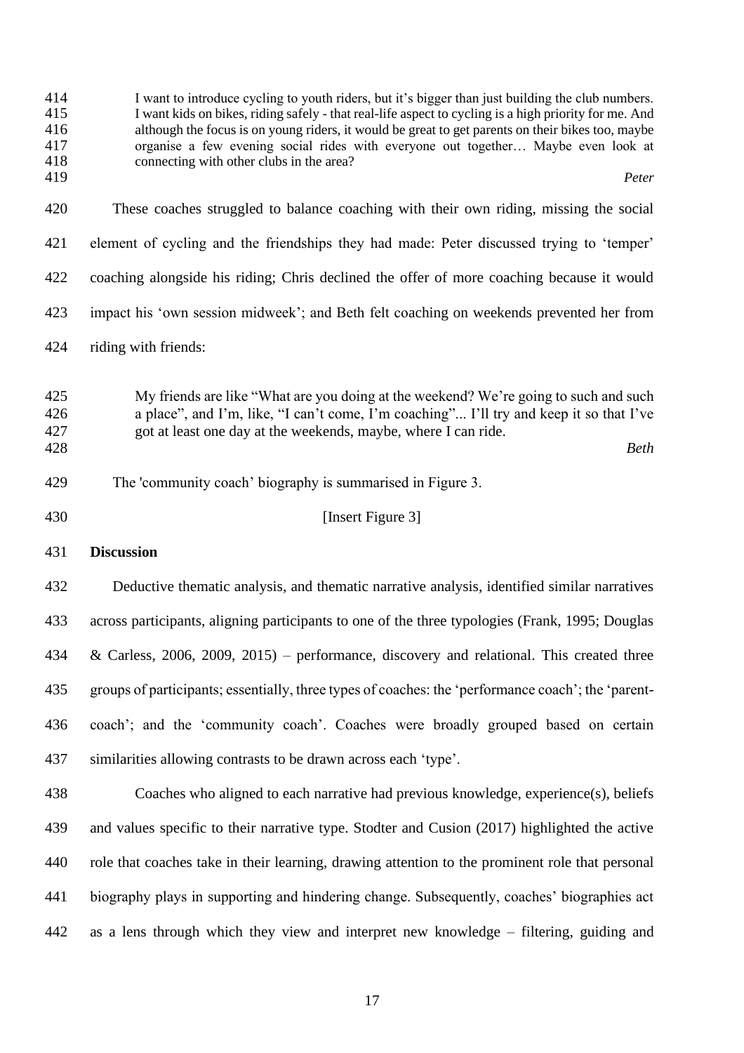> I want to introduce cycling to youth riders, but it's bigger than just building the club numbers. I want kids on bikes, riding safely - that real-life aspect to cycling is a high priority for me. And although the focus is on young riders, it would be great to get parents on their bikes too, maybe organise a few evening social rides with everyone out together… Maybe even look at connecting with other clubs in the area?
>
> *Peter*

These coaches struggled to balance coaching with their own riding, missing the social element of cycling and the friendships they had made: Peter discussed trying to 'temper' coaching alongside his riding; Chris declined the offer of more coaching because it would impact his 'own session midweek'; and Beth felt coaching on weekends prevented her from riding with friends:

> My friends are like "What are you doing at the weekend? We're going to such and such a place", and I'm, like, "I can't come, I'm coaching"... I'll try and keep it so that I've got at least one day at the weekends, maybe, where I can ride.
>
> *Beth*

The 'community coach' biography is summarised in Figure 3.

[Insert Figure 3]

**Discussion**

Deductive thematic analysis, and thematic narrative analysis, identified similar narratives across participants, aligning participants to one of the three typologies (Frank, 1995; Douglas & Carless, 2006, 2009, 2015) – performance, discovery and relational. This created three groups of participants; essentially, three types of coaches: the 'performance coach'; the 'parent-coach'; and the 'community coach'. Coaches were broadly grouped based on certain similarities allowing contrasts to be drawn across each 'type'.

Coaches who aligned to each narrative had previous knowledge, experience(s), beliefs and values specific to their narrative type. Stodter and Cusion (2017) highlighted the active role that coaches take in their learning, drawing attention to the prominent role that personal biography plays in supporting and hindering change. Subsequently, coaches' biographies act as a lens through which they view and interpret new knowledge – filtering, guiding and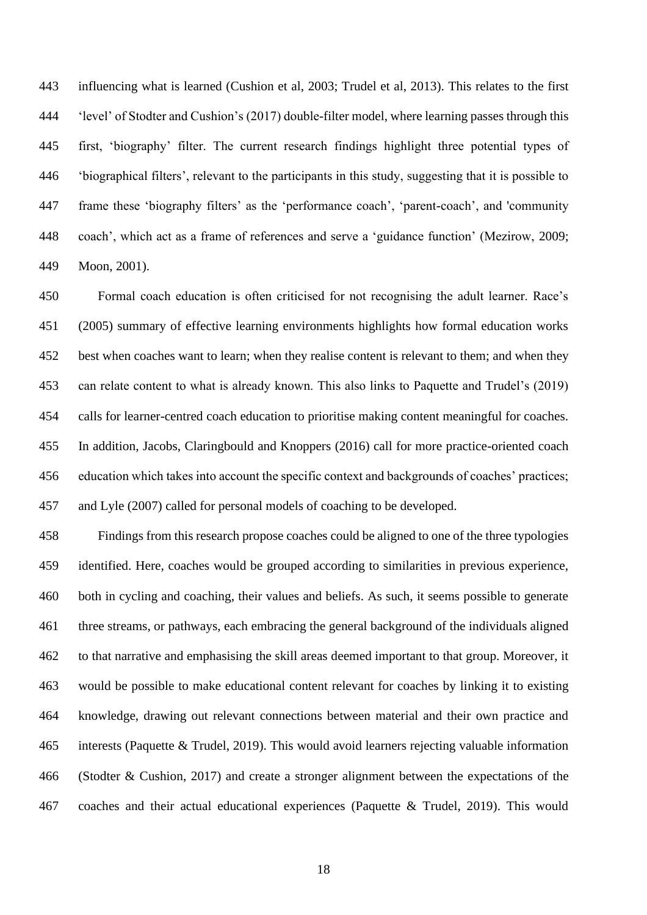influencing what is learned (Cushion et al, 2003; Trudel et al, 2013). This relates to the first 'level' of Stodter and Cushion's (2017) double-filter model, where learning passes through this first, 'biography' filter. The current research findings highlight three potential types of 'biographical filters', relevant to the participants in this study, suggesting that it is possible to frame these 'biography filters' as the 'performance coach', 'parent-coach', and 'community coach', which act as a frame of references and serve a 'guidance function' (Mezirow, 2009; Moon, 2001).

Formal coach education is often criticised for not recognising the adult learner. Race's (2005) summary of effective learning environments highlights how formal education works best when coaches want to learn; when they realise content is relevant to them; and when they can relate content to what is already known. This also links to Paquette and Trudel's (2019) calls for learner-centred coach education to prioritise making content meaningful for coaches. In addition, Jacobs, Claringbould and Knoppers (2016) call for more practice-oriented coach education which takes into account the specific context and backgrounds of coaches' practices; and Lyle (2007) called for personal models of coaching to be developed.

Findings from this research propose coaches could be aligned to one of the three typologies identified. Here, coaches would be grouped according to similarities in previous experience, both in cycling and coaching, their values and beliefs. As such, it seems possible to generate three streams, or pathways, each embracing the general background of the individuals aligned to that narrative and emphasising the skill areas deemed important to that group. Moreover, it would be possible to make educational content relevant for coaches by linking it to existing knowledge, drawing out relevant connections between material and their own practice and interests (Paquette & Trudel, 2019). This would avoid learners rejecting valuable information (Stodter & Cushion, 2017) and create a stronger alignment between the expectations of the coaches and their actual educational experiences (Paquette & Trudel, 2019). This would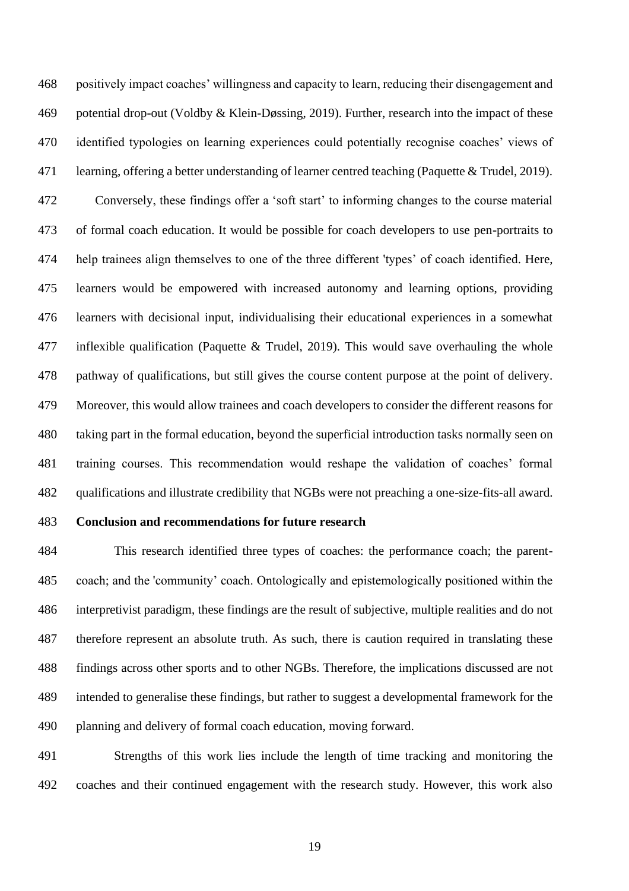positively impact coaches' willingness and capacity to learn, reducing their disengagement and potential drop-out (Voldby & Klein-Døssing, 2019). Further, research into the impact of these identified typologies on learning experiences could potentially recognise coaches' views of learning, offering a better understanding of learner centred teaching (Paquette & Trudel, 2019).

Conversely, these findings offer a 'soft start' to informing changes to the course material of formal coach education. It would be possible for coach developers to use pen-portraits to help trainees align themselves to one of the three different 'types' of coach identified. Here, learners would be empowered with increased autonomy and learning options, providing learners with decisional input, individualising their educational experiences in a somewhat inflexible qualification (Paquette & Trudel, 2019). This would save overhauling the whole pathway of qualifications, but still gives the course content purpose at the point of delivery. Moreover, this would allow trainees and coach developers to consider the different reasons for taking part in the formal education, beyond the superficial introduction tasks normally seen on training courses. This recommendation would reshape the validation of coaches' formal qualifications and illustrate credibility that NGBs were not preaching a one-size-fits-all award.

**Conclusion and recommendations for future research**

This research identified three types of coaches: the performance coach; the parent-coach; and the 'community' coach. Ontologically and epistemologically positioned within the interpretivist paradigm, these findings are the result of subjective, multiple realities and do not therefore represent an absolute truth. As such, there is caution required in translating these findings across other sports and to other NGBs. Therefore, the implications discussed are not intended to generalise these findings, but rather to suggest a developmental framework for the planning and delivery of formal coach education, moving forward.

Strengths of this work lies include the length of time tracking and monitoring the coaches and their continued engagement with the research study. However, this work also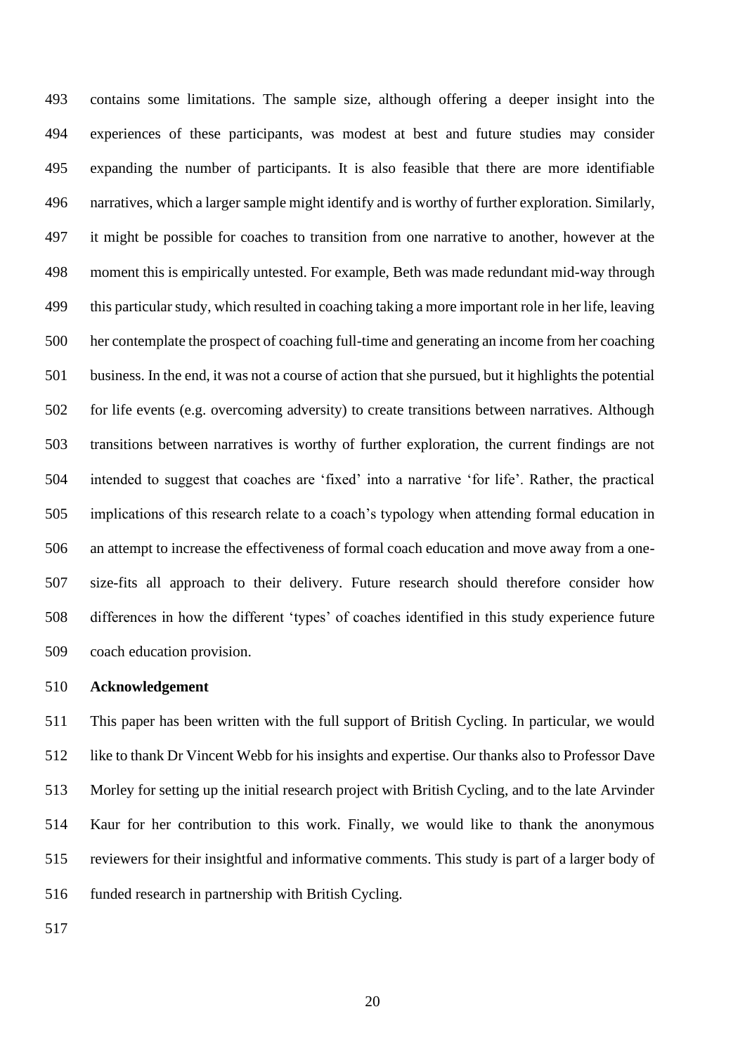contains some limitations. The sample size, although offering a deeper insight into the experiences of these participants, was modest at best and future studies may consider expanding the number of participants. It is also feasible that there are more identifiable narratives, which a larger sample might identify and is worthy of further exploration. Similarly, it might be possible for coaches to transition from one narrative to another, however at the moment this is empirically untested. For example, Beth was made redundant mid-way through this particular study, which resulted in coaching taking a more important role in her life, leaving her contemplate the prospect of coaching full-time and generating an income from her coaching business. In the end, it was not a course of action that she pursued, but it highlights the potential for life events (e.g. overcoming adversity) to create transitions between narratives. Although transitions between narratives is worthy of further exploration, the current findings are not intended to suggest that coaches are 'fixed' into a narrative 'for life'. Rather, the practical implications of this research relate to a coach's typology when attending formal education in an attempt to increase the effectiveness of formal coach education and move away from a one-size-fits all approach to their delivery. Future research should therefore consider how differences in how the different 'types' of coaches identified in this study experience future coach education provision.

**Acknowledgement**

This paper has been written with the full support of British Cycling. In particular, we would like to thank Dr Vincent Webb for his insights and expertise. Our thanks also to Professor Dave Morley for setting up the initial research project with British Cycling, and to the late Arvinder Kaur for her contribution to this work. Finally, we would like to thank the anonymous reviewers for their insightful and informative comments. This study is part of a larger body of funded research in partnership with British Cycling.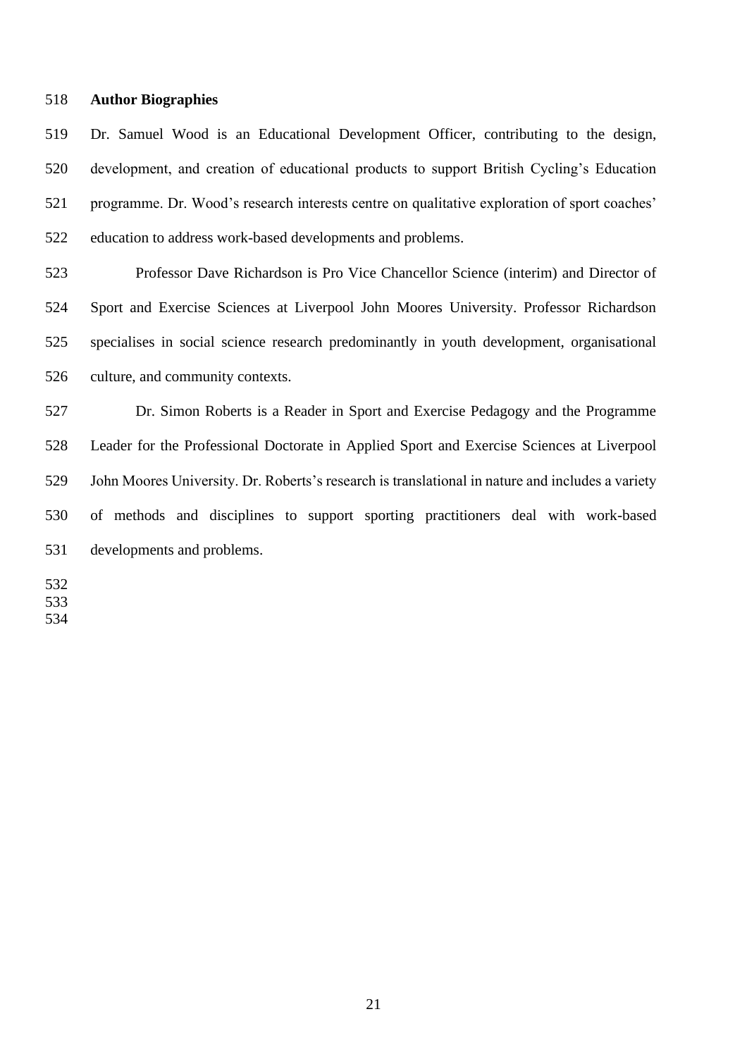**Author Biographies**

Dr. Samuel Wood is an Educational Development Officer, contributing to the design, development, and creation of educational products to support British Cycling's Education programme. Dr. Wood's research interests centre on qualitative exploration of sport coaches' education to address work-based developments and problems.

Professor Dave Richardson is Pro Vice Chancellor Science (interim) and Director of Sport and Exercise Sciences at Liverpool John Moores University. Professor Richardson specialises in social science research predominantly in youth development, organisational culture, and community contexts.

Dr. Simon Roberts is a Reader in Sport and Exercise Pedagogy and the Programme Leader for the Professional Doctorate in Applied Sport and Exercise Sciences at Liverpool John Moores University. Dr. Roberts's research is translational in nature and includes a variety of methods and disciplines to support sporting practitioners deal with work-based developments and problems.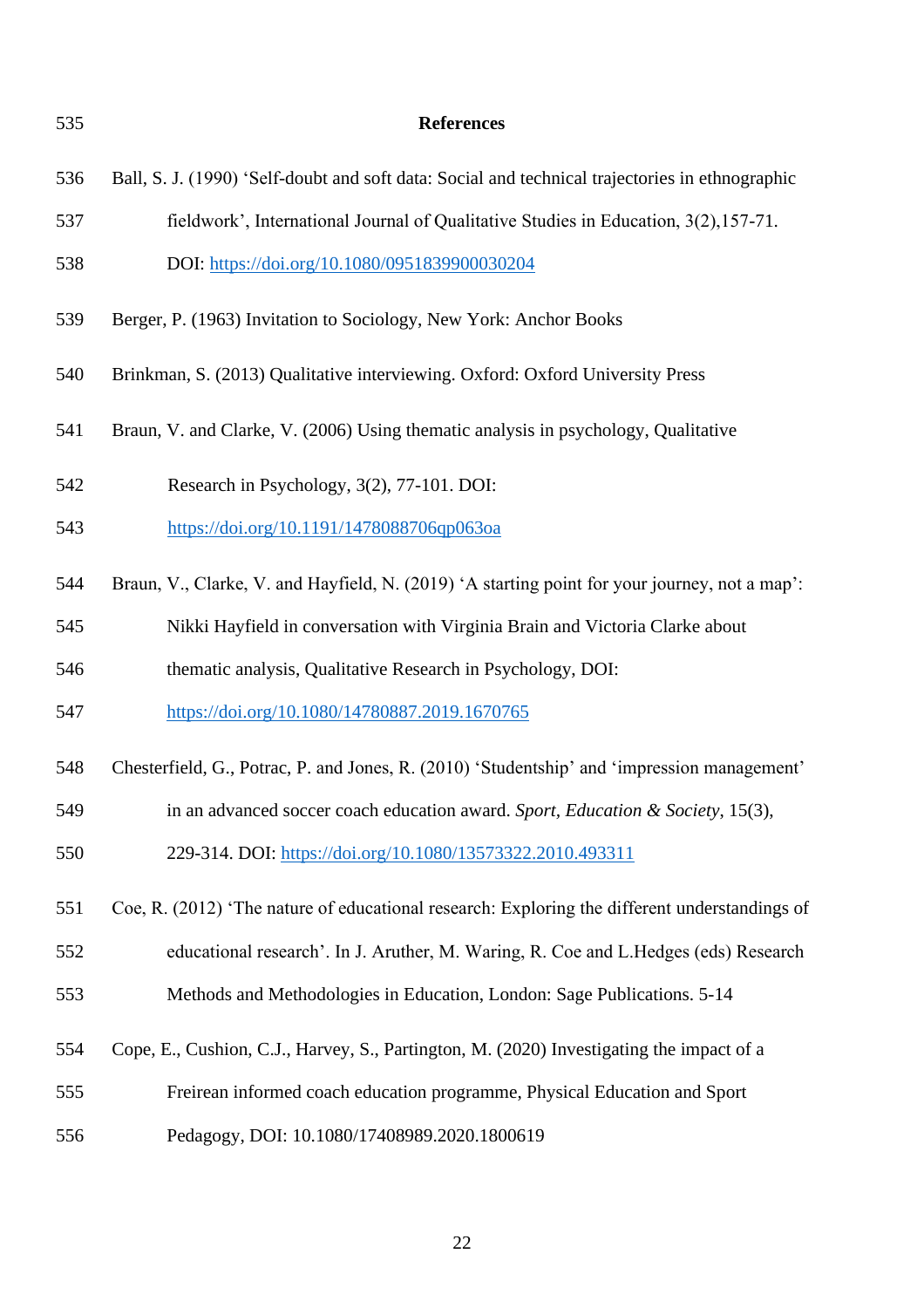## References

Ball, S. J. (1990) 'Self-doubt and soft data: Social and technical trajectories in ethnographic fieldwork', International Journal of Qualitative Studies in Education, 3(2),157-71. DOI: https://doi.org/10.1080/0951839900030204

Berger, P. (1963) Invitation to Sociology, New York: Anchor Books

Brinkman, S. (2013) Qualitative interviewing. Oxford: Oxford University Press

Braun, V. and Clarke, V. (2006) Using thematic analysis in psychology, Qualitative Research in Psychology, 3(2), 77-101. DOI: https://doi.org/10.1191/1478088706qp063oa

Braun, V., Clarke, V. and Hayfield, N. (2019) 'A starting point for your journey, not a map': Nikki Hayfield in conversation with Virginia Brain and Victoria Clarke about thematic analysis, Qualitative Research in Psychology, DOI: https://doi.org/10.1080/14780887.2019.1670765

Chesterfield, G., Potrac, P. and Jones, R. (2010) 'Studentship' and 'impression management' in an advanced soccer coach education award. *Sport, Education & Society*, 15(3), 229-314. DOI: https://doi.org/10.1080/13573322.2010.493311

Coe, R. (2012) 'The nature of educational research: Exploring the different understandings of educational research'. In J. Aruther, M. Waring, R. Coe and L.Hedges (eds) Research Methods and Methodologies in Education, London: Sage Publications. 5-14

Cope, E., Cushion, C.J., Harvey, S., Partington, M. (2020) Investigating the impact of a Freirean informed coach education programme, Physical Education and Sport Pedagogy, DOI: 10.1080/17408989.2020.1800619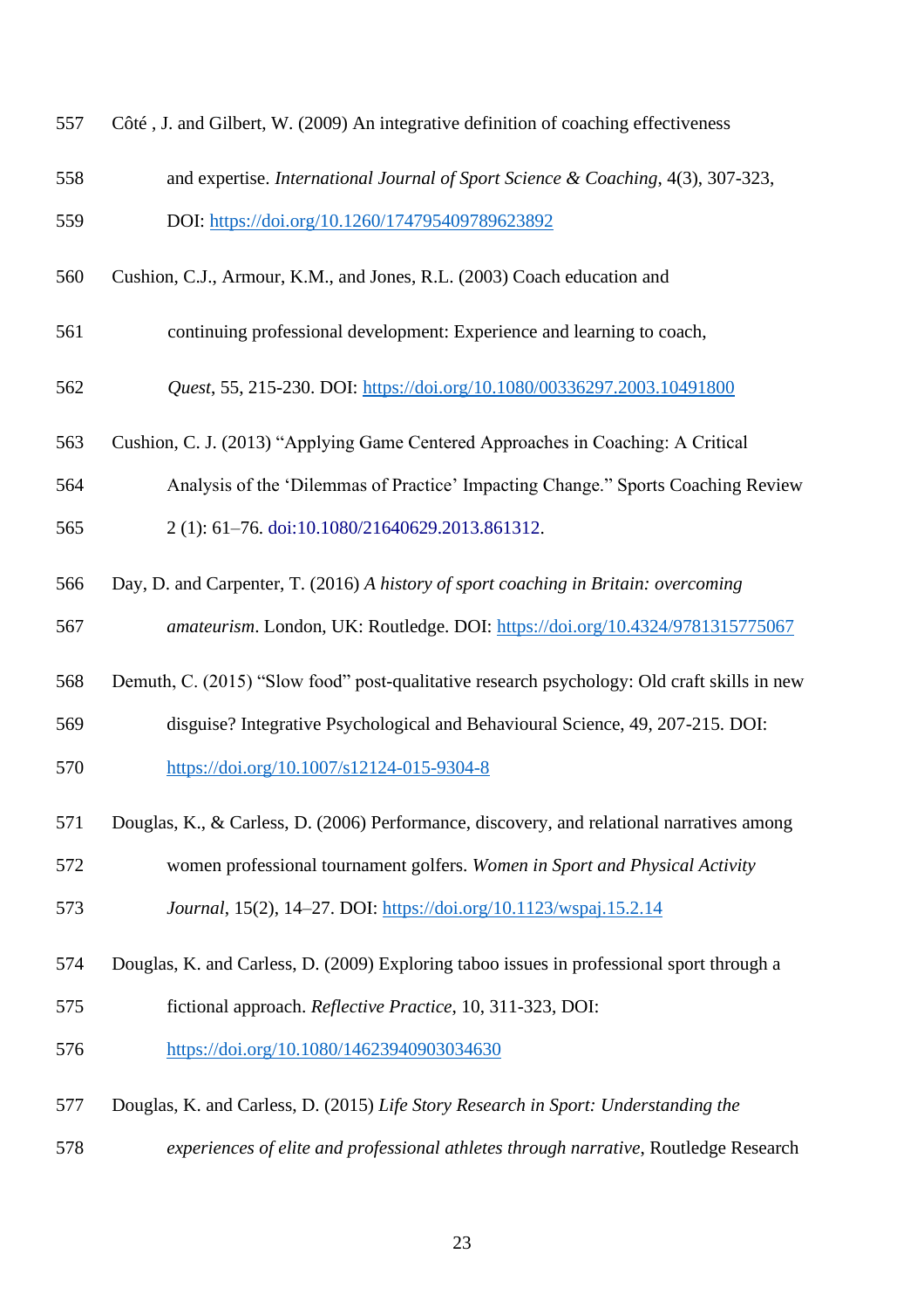Côté , J. and Gilbert, W. (2009) An integrative definition of coaching effectiveness and expertise. *International Journal of Sport Science & Coaching*, 4(3), 307-323, DOI: https://doi.org/10.1260/174795409789623892

Cushion, C.J., Armour, K.M., and Jones, R.L. (2003) Coach education and continuing professional development: Experience and learning to coach, *Quest*, 55, 215-230. DOI: https://doi.org/10.1080/00336297.2003.10491800

Cushion, C. J. (2013) "Applying Game Centered Approaches in Coaching: A Critical Analysis of the 'Dilemmas of Practice' Impacting Change." Sports Coaching Review 2 (1): 61–76. doi:10.1080/21640629.2013.861312.

Day, D. and Carpenter, T. (2016) *A history of sport coaching in Britain: overcoming amateurism*. London, UK: Routledge. DOI: https://doi.org/10.4324/9781315775067

Demuth, C. (2015) "Slow food" post-qualitative research psychology: Old craft skills in new disguise? Integrative Psychological and Behavioural Science, 49, 207-215. DOI: https://doi.org/10.1007/s12124-015-9304-8

Douglas, K., & Carless, D. (2006) Performance, discovery, and relational narratives among women professional tournament golfers. *Women in Sport and Physical Activity Journal*, 15(2), 14–27. DOI: https://doi.org/10.1123/wspaj.15.2.14

Douglas, K. and Carless, D. (2009) Exploring taboo issues in professional sport through a fictional approach. *Reflective Practice*, 10, 311-323, DOI: https://doi.org/10.1080/14623940903034630

Douglas, K. and Carless, D. (2015) *Life Story Research in Sport: Understanding the experiences of elite and professional athletes through narrative*, Routledge Research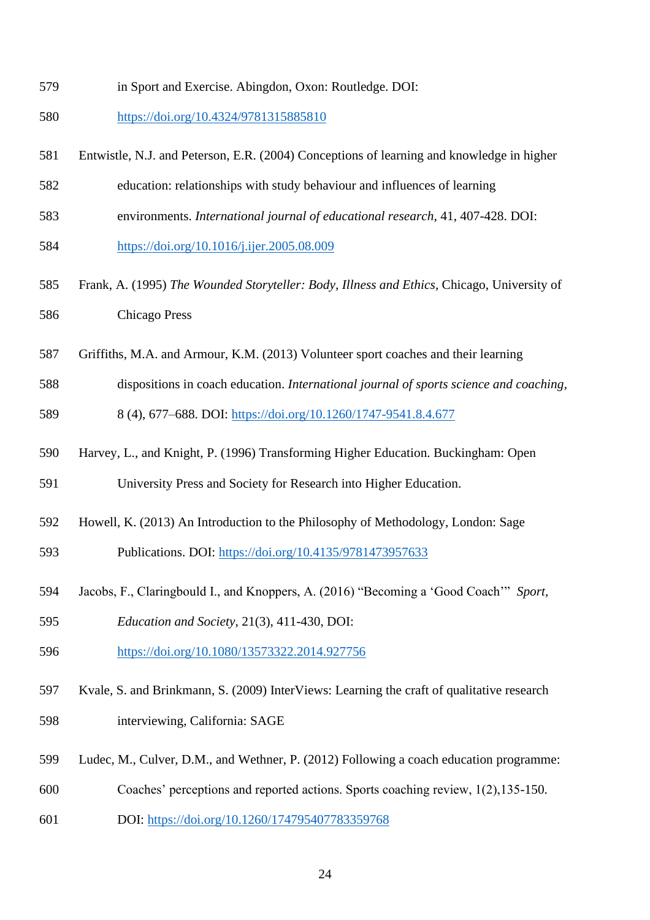in Sport and Exercise. Abingdon, Oxon: Routledge. DOI: https://doi.org/10.4324/9781315885810

Entwistle, N.J. and Peterson, E.R. (2004) Conceptions of learning and knowledge in higher education: relationships with study behaviour and influences of learning environments. *International journal of educational research*, 41, 407-428. DOI: https://doi.org/10.1016/j.ijer.2005.08.009

Frank, A. (1995) *The Wounded Storyteller: Body, Illness and Ethics*, Chicago, University of Chicago Press

Griffiths, M.A. and Armour, K.M. (2013) Volunteer sport coaches and their learning dispositions in coach education. *International journal of sports science and coaching*, 8 (4), 677–688. DOI: https://doi.org/10.1260/1747-9541.8.4.677

Harvey, L., and Knight, P. (1996) Transforming Higher Education. Buckingham: Open University Press and Society for Research into Higher Education.

Howell, K. (2013) An Introduction to the Philosophy of Methodology, London: Sage Publications. DOI: https://doi.org/10.4135/9781473957633

Jacobs, F., Claringbould I., and Knoppers, A. (2016) "Becoming a 'Good Coach'" *Sport, Education and Society*, 21(3), 411-430, DOI: https://doi.org/10.1080/13573322.2014.927756

Kvale, S. and Brinkmann, S. (2009) InterViews: Learning the craft of qualitative research interviewing, California: SAGE

Ludec, M., Culver, D.M., and Wethner, P. (2012) Following a coach education programme: Coaches' perceptions and reported actions. Sports coaching review, 1(2),135-150. DOI: https://doi.org/10.1260/174795407783359768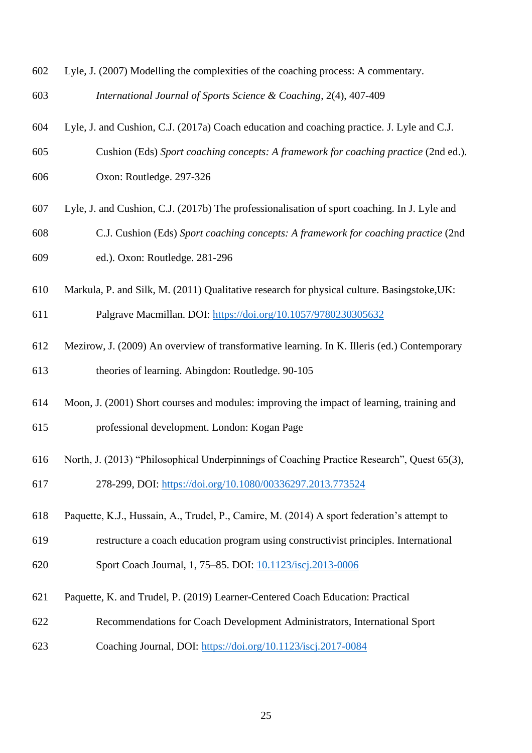Lyle, J. (2007) Modelling the complexities of the coaching process: A commentary. *International Journal of Sports Science & Coaching*, 2(4), 407-409

Lyle, J. and Cushion, C.J. (2017a) Coach education and coaching practice. J. Lyle and C.J. Cushion (Eds) *Sport coaching concepts: A framework for coaching practice* (2nd ed.). Oxon: Routledge. 297-326

Lyle, J. and Cushion, C.J. (2017b) The professionalisation of sport coaching. In J. Lyle and C.J. Cushion (Eds) *Sport coaching concepts: A framework for coaching practice* (2nd ed.). Oxon: Routledge. 281-296

Markula, P. and Silk, M. (2011) Qualitative research for physical culture. Basingstoke,UK: Palgrave Macmillan. DOI: https://doi.org/10.1057/9780230305632

Mezirow, J. (2009) An overview of transformative learning. In K. Illeris (ed.) Contemporary theories of learning. Abingdon: Routledge. 90-105

Moon, J. (2001) Short courses and modules: improving the impact of learning, training and professional development. London: Kogan Page

North, J. (2013) "Philosophical Underpinnings of Coaching Practice Research", Quest 65(3), 278-299, DOI: https://doi.org/10.1080/00336297.2013.773524

Paquette, K.J., Hussain, A., Trudel, P., Camire, M. (2014) A sport federation's attempt to restructure a coach education program using constructivist principles. International Sport Coach Journal, 1, 75–85. DOI: 10.1123/iscj.2013-0006

Paquette, K. and Trudel, P. (2019) Learner-Centered Coach Education: Practical Recommendations for Coach Development Administrators, International Sport Coaching Journal, DOI: https://doi.org/10.1123/iscj.2017-0084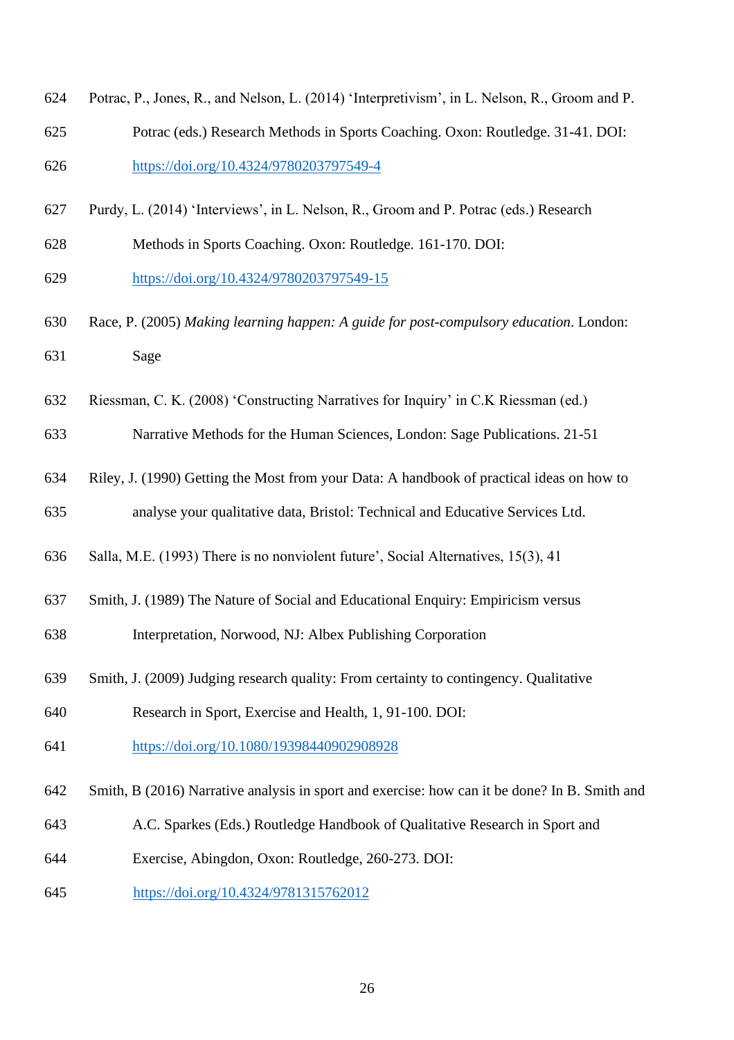Potrac, P., Jones, R., and Nelson, L. (2014) 'Interpretivism', in L. Nelson, R., Groom and P. Potrac (eds.) Research Methods in Sports Coaching. Oxon: Routledge. 31-41. DOI: https://doi.org/10.4324/9780203797549-4

Purdy, L. (2014) 'Interviews', in L. Nelson, R., Groom and P. Potrac (eds.) Research Methods in Sports Coaching. Oxon: Routledge. 161-170. DOI: https://doi.org/10.4324/9780203797549-15

Race, P. (2005) *Making learning happen: A guide for post-compulsory education*. London: Sage

Riessman, C. K. (2008) 'Constructing Narratives for Inquiry' in C.K Riessman (ed.) Narrative Methods for the Human Sciences, London: Sage Publications. 21-51

Riley, J. (1990) Getting the Most from your Data: A handbook of practical ideas on how to analyse your qualitative data, Bristol: Technical and Educative Services Ltd.

Salla, M.E. (1993) There is no nonviolent future', Social Alternatives, 15(3), 41

Smith, J. (1989) The Nature of Social and Educational Enquiry: Empiricism versus Interpretation, Norwood, NJ: Albex Publishing Corporation

Smith, J. (2009) Judging research quality: From certainty to contingency. Qualitative Research in Sport, Exercise and Health, 1, 91-100. DOI: https://doi.org/10.1080/19398440902908928

Smith, B (2016) Narrative analysis in sport and exercise: how can it be done? In B. Smith and A.C. Sparkes (Eds.) Routledge Handbook of Qualitative Research in Sport and Exercise, Abingdon, Oxon: Routledge, 260-273. DOI: https://doi.org/10.4324/9781315762012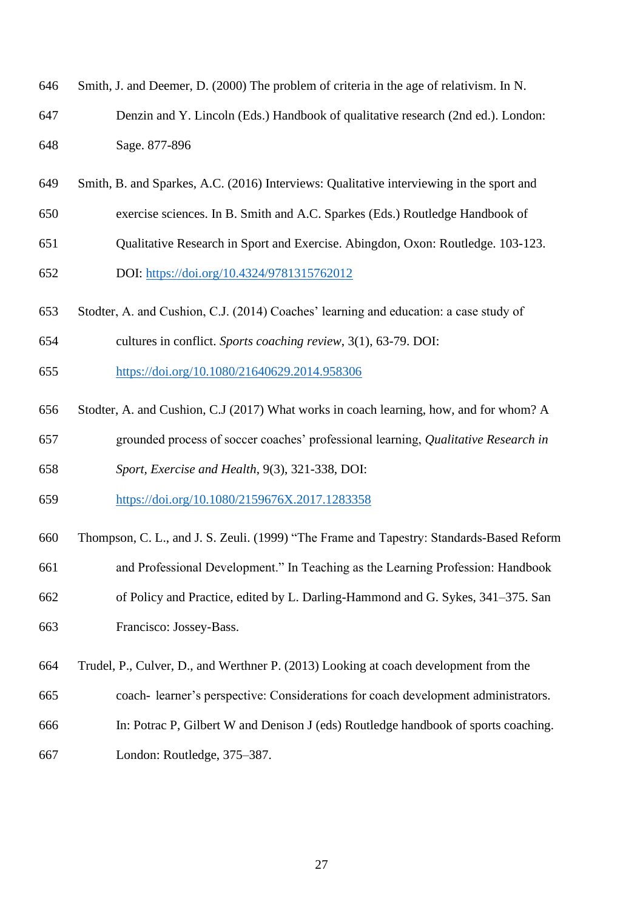Smith, J. and Deemer, D. (2000) The problem of criteria in the age of relativism. In N. Denzin and Y. Lincoln (Eds.) Handbook of qualitative research (2nd ed.). London: Sage. 877-896

Smith, B. and Sparkes, A.C. (2016) Interviews: Qualitative interviewing in the sport and exercise sciences. In B. Smith and A.C. Sparkes (Eds.) Routledge Handbook of Qualitative Research in Sport and Exercise. Abingdon, Oxon: Routledge. 103-123. DOI: https://doi.org/10.4324/9781315762012

Stodter, A. and Cushion, C.J. (2014) Coaches' learning and education: a case study of cultures in conflict. *Sports coaching review*, 3(1), 63-79. DOI: https://doi.org/10.1080/21640629.2014.958306

Stodter, A. and Cushion, C.J (2017) What works in coach learning, how, and for whom? A grounded process of soccer coaches' professional learning, *Qualitative Research in Sport, Exercise and Health*, 9(3), 321-338, DOI: https://doi.org/10.1080/2159676X.2017.1283358

Thompson, C. L., and J. S. Zeuli. (1999) "The Frame and Tapestry: Standards-Based Reform and Professional Development." In Teaching as the Learning Profession: Handbook of Policy and Practice, edited by L. Darling-Hammond and G. Sykes, 341–375. San Francisco: Jossey-Bass.

Trudel, P., Culver, D., and Werthner P. (2013) Looking at coach development from the coach- learner's perspective: Considerations for coach development administrators. In: Potrac P, Gilbert W and Denison J (eds) Routledge handbook of sports coaching. London: Routledge, 375–387.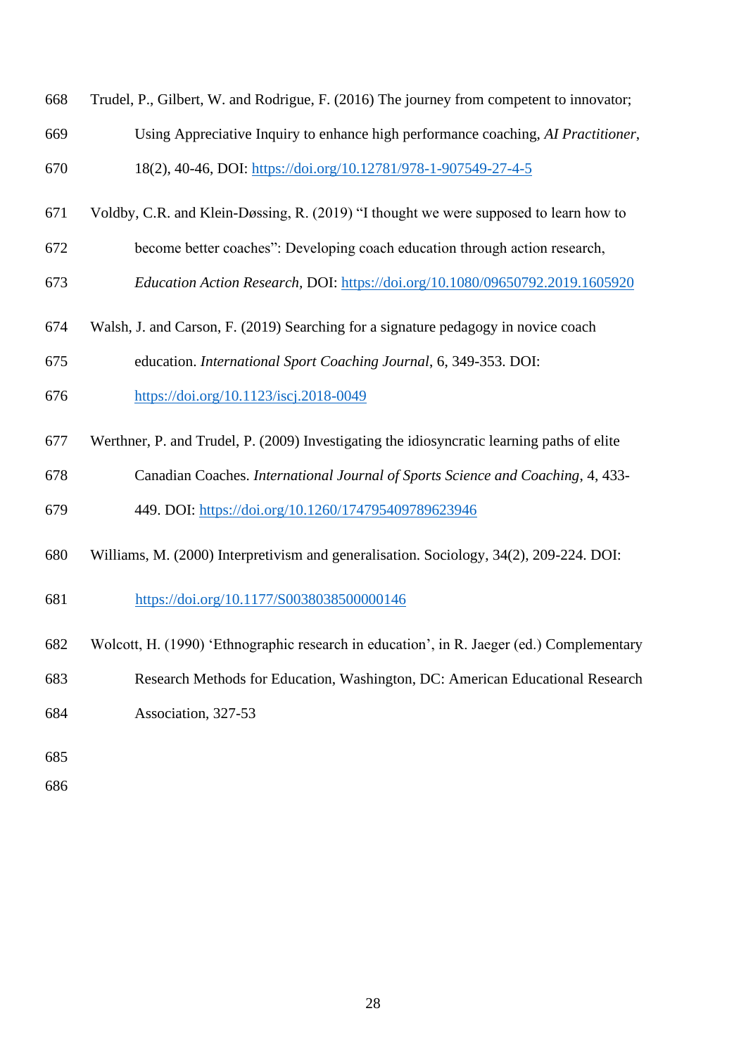Trudel, P., Gilbert, W. and Rodrigue, F. (2016) The journey from competent to innovator; Using Appreciative Inquiry to enhance high performance coaching, *AI Practitioner*, 18(2), 40-46, DOI: https://doi.org/10.12781/978-1-907549-27-4-5

Voldby, C.R. and Klein-Døssing, R. (2019) "I thought we were supposed to learn how to become better coaches": Developing coach education through action research, *Education Action Research*, DOI: https://doi.org/10.1080/09650792.2019.1605920

Walsh, J. and Carson, F. (2019) Searching for a signature pedagogy in novice coach education. *International Sport Coaching Journal*, 6, 349-353. DOI: https://doi.org/10.1123/iscj.2018-0049

Werthner, P. and Trudel, P. (2009) Investigating the idiosyncratic learning paths of elite Canadian Coaches. *International Journal of Sports Science and Coaching*, 4, 433-449. DOI: https://doi.org/10.1260/174795409789623946

Williams, M. (2000) Interpretivism and generalisation. Sociology, 34(2), 209-224. DOI: https://doi.org/10.1177/S0038038500000146

Wolcott, H. (1990) 'Ethnographic research in education', in R. Jaeger (ed.) Complementary Research Methods for Education, Washington, DC: American Educational Research Association, 327-53